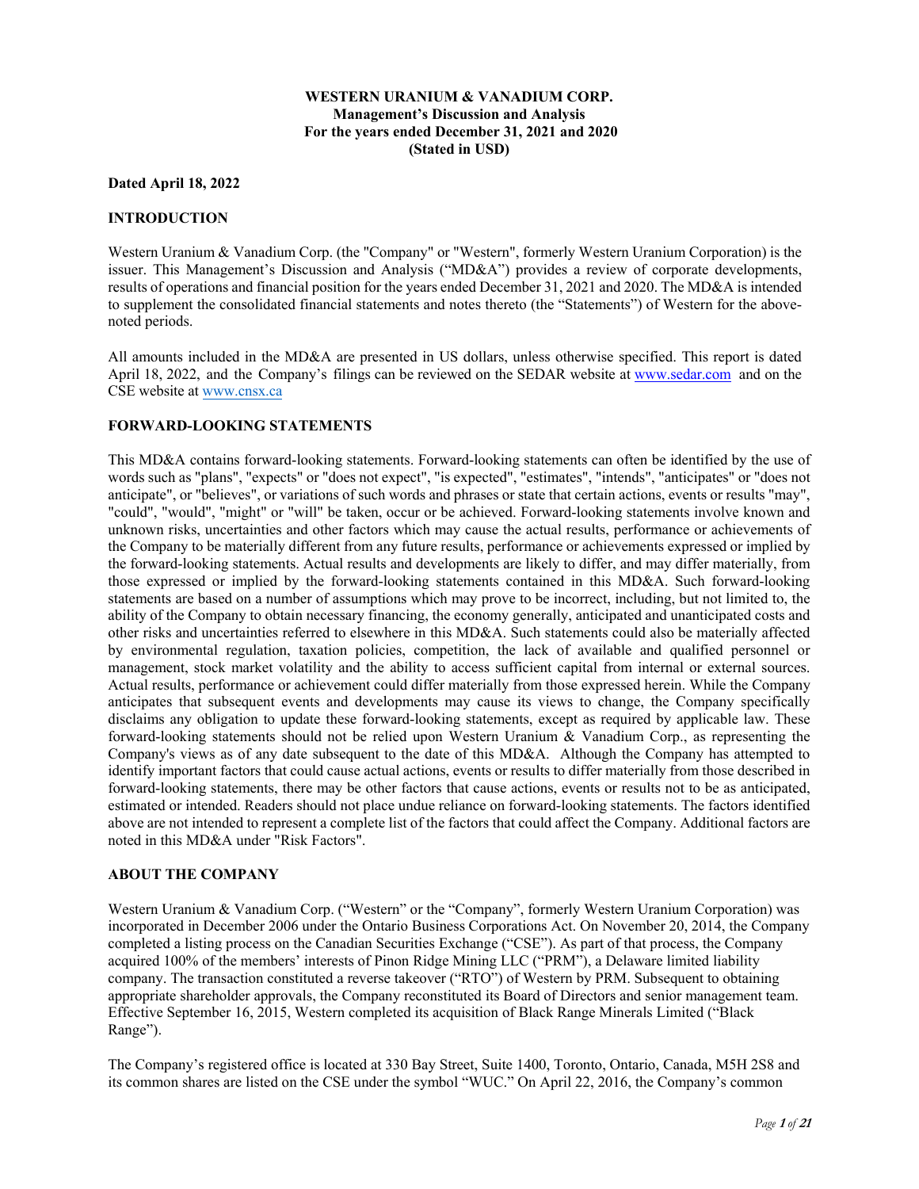**WESTERN URANIUM & VANADIUM CORP.**
**Management's Discussion and Analysis**
**For the years ended December 31, 2021 and 2020**
**(Stated in USD)**

**Dated April 18, 2022**

## INTRODUCTION

Western Uranium & Vanadium Corp. (the "Company" or "Western", formerly Western Uranium Corporation) is the issuer. This Management's Discussion and Analysis ("MD&A") provides a review of corporate developments, results of operations and financial position for the years ended December 31, 2021 and 2020. The MD&A is intended to supplement the consolidated financial statements and notes thereto (the "Statements") of Western for the above-noted periods.

All amounts included in the MD&A are presented in US dollars, unless otherwise specified. This report is dated April 18, 2022, and the Company's filings can be reviewed on the SEDAR website at www.sedar.com and on the CSE website at www.cnsx.ca

## FORWARD-LOOKING STATEMENTS

This MD&A contains forward-looking statements. Forward-looking statements can often be identified by the use of words such as "plans", "expects" or "does not expect", "is expected", "estimates", "intends", "anticipates" or "does not anticipate", or "believes", or variations of such words and phrases or state that certain actions, events or results "may", "could", "would", "might" or "will" be taken, occur or be achieved. Forward-looking statements involve known and unknown risks, uncertainties and other factors which may cause the actual results, performance or achievements of the Company to be materially different from any future results, performance or achievements expressed or implied by the forward-looking statements. Actual results and developments are likely to differ, and may differ materially, from those expressed or implied by the forward-looking statements contained in this MD&A. Such forward-looking statements are based on a number of assumptions which may prove to be incorrect, including, but not limited to, the ability of the Company to obtain necessary financing, the economy generally, anticipated and unanticipated costs and other risks and uncertainties referred to elsewhere in this MD&A. Such statements could also be materially affected by environmental regulation, taxation policies, competition, the lack of available and qualified personnel or management, stock market volatility and the ability to access sufficient capital from internal or external sources. Actual results, performance or achievement could differ materially from those expressed herein. While the Company anticipates that subsequent events and developments may cause its views to change, the Company specifically disclaims any obligation to update these forward-looking statements, except as required by applicable law. These forward-looking statements should not be relied upon Western Uranium & Vanadium Corp., as representing the Company's views as of any date subsequent to the date of this MD&A. Although the Company has attempted to identify important factors that could cause actual actions, events or results to differ materially from those described in forward-looking statements, there may be other factors that cause actions, events or results not to be as anticipated, estimated or intended. Readers should not place undue reliance on forward-looking statements. The factors identified above are not intended to represent a complete list of the factors that could affect the Company. Additional factors are noted in this MD&A under "Risk Factors".

## ABOUT THE COMPANY

Western Uranium & Vanadium Corp. ("Western" or the "Company", formerly Western Uranium Corporation) was incorporated in December 2006 under the Ontario Business Corporations Act. On November 20, 2014, the Company completed a listing process on the Canadian Securities Exchange ("CSE"). As part of that process, the Company acquired 100% of the members' interests of Pinon Ridge Mining LLC ("PRM"), a Delaware limited liability company. The transaction constituted a reverse takeover ("RTO") of Western by PRM. Subsequent to obtaining appropriate shareholder approvals, the Company reconstituted its Board of Directors and senior management team. Effective September 16, 2015, Western completed its acquisition of Black Range Minerals Limited ("Black Range").

The Company's registered office is located at 330 Bay Street, Suite 1400, Toronto, Ontario, Canada, M5H 2S8 and its common shares are listed on the CSE under the symbol "WUC." On April 22, 2016, the Company's common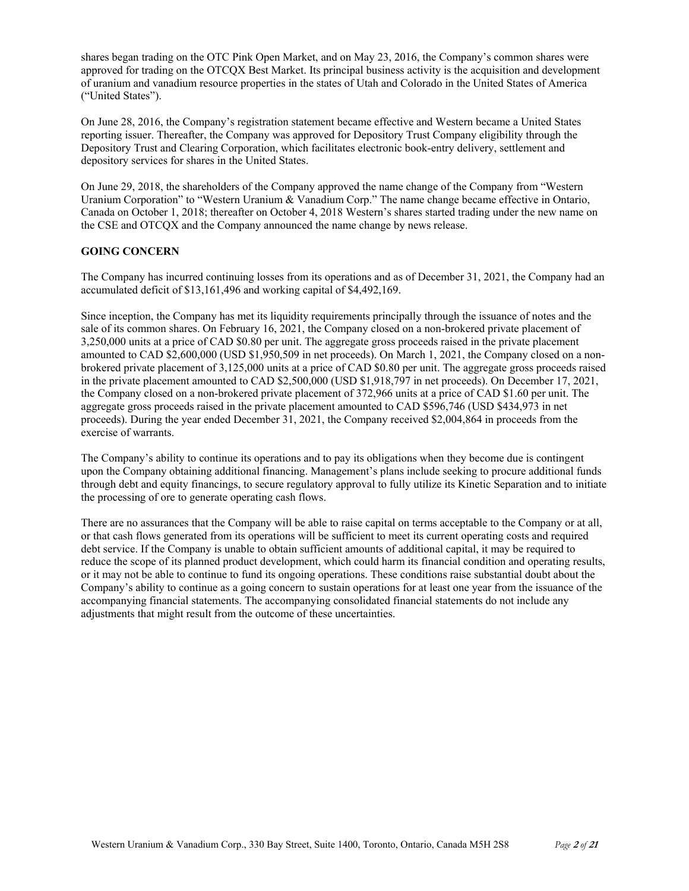shares began trading on the OTC Pink Open Market, and on May 23, 2016, the Company's common shares were approved for trading on the OTCQX Best Market. Its principal business activity is the acquisition and development of uranium and vanadium resource properties in the states of Utah and Colorado in the United States of America ("United States").

On June 28, 2016, the Company's registration statement became effective and Western became a United States reporting issuer. Thereafter, the Company was approved for Depository Trust Company eligibility through the Depository Trust and Clearing Corporation, which facilitates electronic book-entry delivery, settlement and depository services for shares in the United States.

On June 29, 2018, the shareholders of the Company approved the name change of the Company from "Western Uranium Corporation" to "Western Uranium & Vanadium Corp." The name change became effective in Ontario, Canada on October 1, 2018; thereafter on October 4, 2018 Western's shares started trading under the new name on the CSE and OTCQX and the Company announced the name change by news release.

## GOING CONCERN

The Company has incurred continuing losses from its operations and as of December 31, 2021, the Company had an accumulated deficit of $13,161,496 and working capital of $4,492,169.

Since inception, the Company has met its liquidity requirements principally through the issuance of notes and the sale of its common shares. On February 16, 2021, the Company closed on a non-brokered private placement of 3,250,000 units at a price of CAD $0.80 per unit. The aggregate gross proceeds raised in the private placement amounted to CAD $2,600,000 (USD $1,950,509 in net proceeds). On March 1, 2021, the Company closed on a non-brokered private placement of 3,125,000 units at a price of CAD $0.80 per unit. The aggregate gross proceeds raised in the private placement amounted to CAD $2,500,000 (USD $1,918,797 in net proceeds). On December 17, 2021, the Company closed on a non-brokered private placement of 372,966 units at a price of CAD $1.60 per unit. The aggregate gross proceeds raised in the private placement amounted to CAD $596,746 (USD $434,973 in net proceeds). During the year ended December 31, 2021, the Company received $2,004,864 in proceeds from the exercise of warrants.

The Company's ability to continue its operations and to pay its obligations when they become due is contingent upon the Company obtaining additional financing. Management's plans include seeking to procure additional funds through debt and equity financings, to secure regulatory approval to fully utilize its Kinetic Separation and to initiate the processing of ore to generate operating cash flows.

There are no assurances that the Company will be able to raise capital on terms acceptable to the Company or at all, or that cash flows generated from its operations will be sufficient to meet its current operating costs and required debt service. If the Company is unable to obtain sufficient amounts of additional capital, it may be required to reduce the scope of its planned product development, which could harm its financial condition and operating results, or it may not be able to continue to fund its ongoing operations. These conditions raise substantial doubt about the Company's ability to continue as a going concern to sustain operations for at least one year from the issuance of the accompanying financial statements. The accompanying consolidated financial statements do not include any adjustments that might result from the outcome of these uncertainties.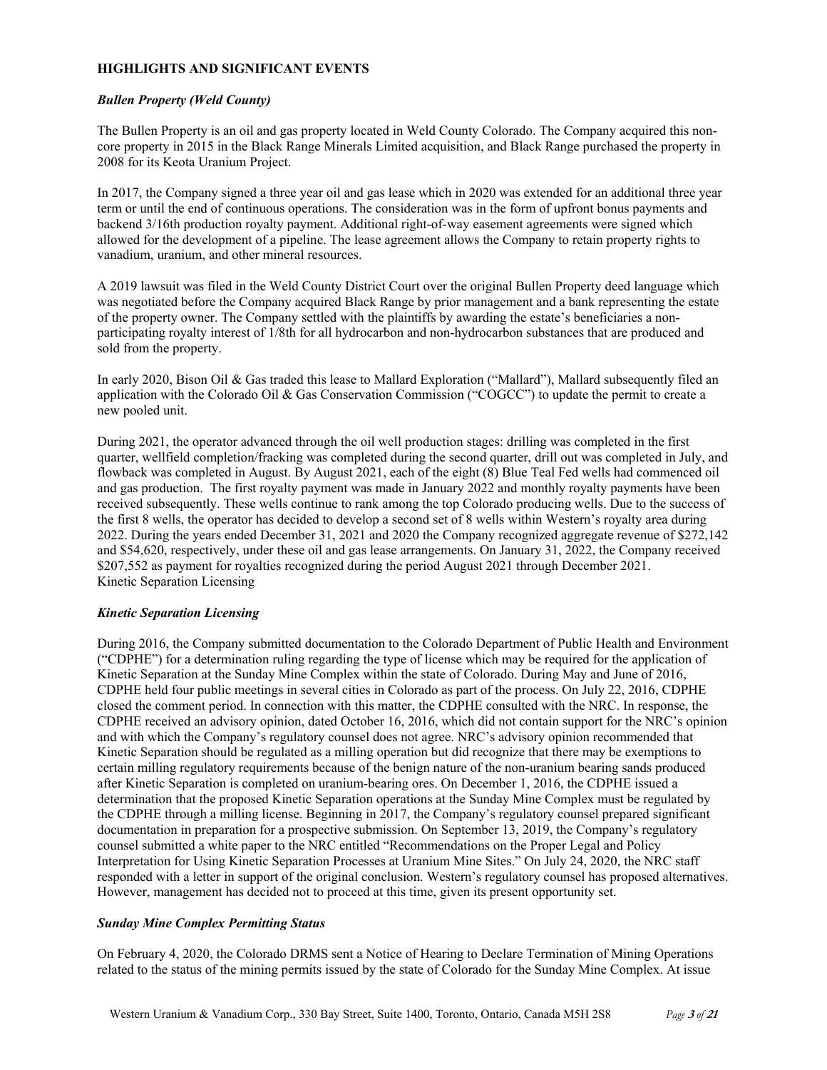**HIGHLIGHTS AND SIGNIFICANT EVENTS**

***Bullen Property (Weld County)***

The Bullen Property is an oil and gas property located in Weld County Colorado. The Company acquired this non-core property in 2015 in the Black Range Minerals Limited acquisition, and Black Range purchased the property in 2008 for its Keota Uranium Project.

In 2017, the Company signed a three year oil and gas lease which in 2020 was extended for an additional three year term or until the end of continuous operations. The consideration was in the form of upfront bonus payments and backend 3/16th production royalty payment. Additional right-of-way easement agreements were signed which allowed for the development of a pipeline. The lease agreement allows the Company to retain property rights to vanadium, uranium, and other mineral resources.

A 2019 lawsuit was filed in the Weld County District Court over the original Bullen Property deed language which was negotiated before the Company acquired Black Range by prior management and a bank representing the estate of the property owner. The Company settled with the plaintiffs by awarding the estate's beneficiaries a non-participating royalty interest of 1/8th for all hydrocarbon and non-hydrocarbon substances that are produced and sold from the property.

In early 2020, Bison Oil & Gas traded this lease to Mallard Exploration ("Mallard"), Mallard subsequently filed an application with the Colorado Oil & Gas Conservation Commission ("COGCC") to update the permit to create a new pooled unit.

During 2021, the operator advanced through the oil well production stages: drilling was completed in the first quarter, wellfield completion/fracking was completed during the second quarter, drill out was completed in July, and flowback was completed in August. By August 2021, each of the eight (8) Blue Teal Fed wells had commenced oil and gas production. The first royalty payment was made in January 2022 and monthly royalty payments have been received subsequently. These wells continue to rank among the top Colorado producing wells. Due to the success of the first 8 wells, the operator has decided to develop a second set of 8 wells within Western's royalty area during 2022. During the years ended December 31, 2021 and 2020 the Company recognized aggregate revenue of $272,142 and $54,620, respectively, under these oil and gas lease arrangements. On January 31, 2022, the Company received $207,552 as payment for royalties recognized during the period August 2021 through December 2021.
Kinetic Separation Licensing

***Kinetic Separation Licensing***

During 2016, the Company submitted documentation to the Colorado Department of Public Health and Environment ("CDPHE") for a determination ruling regarding the type of license which may be required for the application of Kinetic Separation at the Sunday Mine Complex within the state of Colorado. During May and June of 2016, CDPHE held four public meetings in several cities in Colorado as part of the process. On July 22, 2016, CDPHE closed the comment period. In connection with this matter, the CDPHE consulted with the NRC. In response, the CDPHE received an advisory opinion, dated October 16, 2016, which did not contain support for the NRC's opinion and with which the Company's regulatory counsel does not agree. NRC's advisory opinion recommended that Kinetic Separation should be regulated as a milling operation but did recognize that there may be exemptions to certain milling regulatory requirements because of the benign nature of the non-uranium bearing sands produced after Kinetic Separation is completed on uranium-bearing ores. On December 1, 2016, the CDPHE issued a determination that the proposed Kinetic Separation operations at the Sunday Mine Complex must be regulated by the CDPHE through a milling license. Beginning in 2017, the Company's regulatory counsel prepared significant documentation in preparation for a prospective submission. On September 13, 2019, the Company's regulatory counsel submitted a white paper to the NRC entitled "Recommendations on the Proper Legal and Policy Interpretation for Using Kinetic Separation Processes at Uranium Mine Sites." On July 24, 2020, the NRC staff responded with a letter in support of the original conclusion. Western's regulatory counsel has proposed alternatives. However, management has decided not to proceed at this time, given its present opportunity set.

***Sunday Mine Complex Permitting Status***

On February 4, 2020, the Colorado DRMS sent a Notice of Hearing to Declare Termination of Mining Operations related to the status of the mining permits issued by the state of Colorado for the Sunday Mine Complex. At issue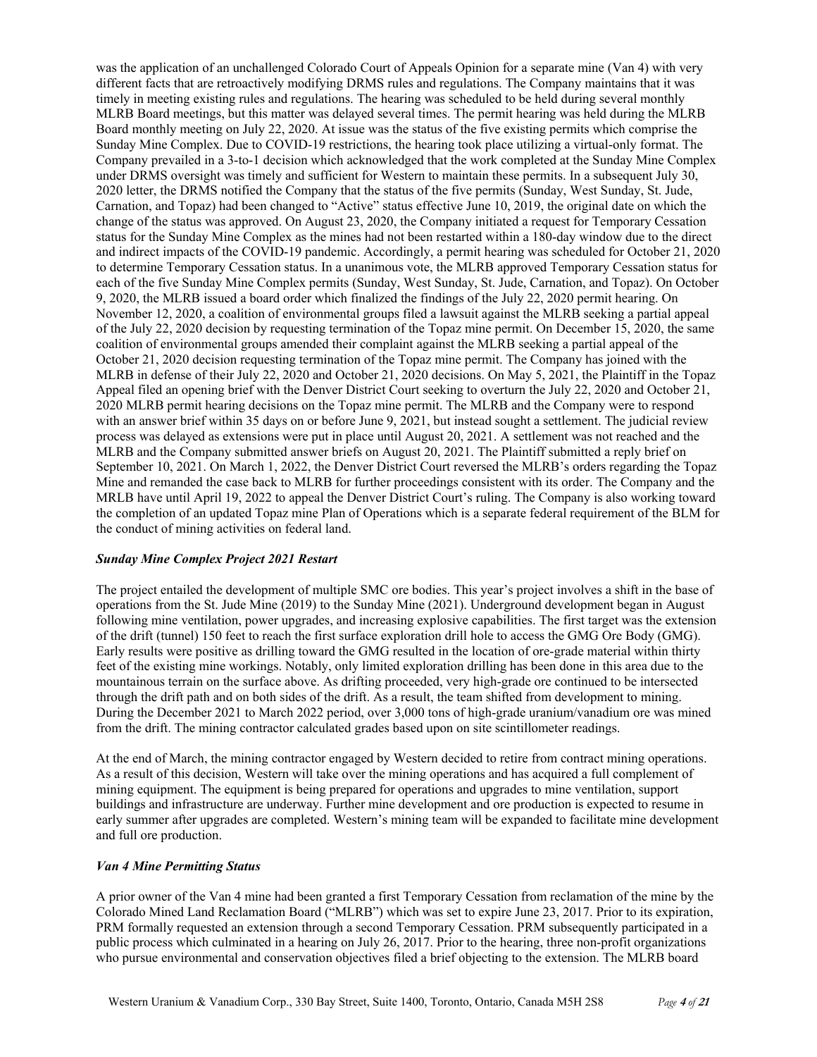was the application of an unchallenged Colorado Court of Appeals Opinion for a separate mine (Van 4) with very different facts that are retroactively modifying DRMS rules and regulations. The Company maintains that it was timely in meeting existing rules and regulations. The hearing was scheduled to be held during several monthly MLRB Board meetings, but this matter was delayed several times. The permit hearing was held during the MLRB Board monthly meeting on July 22, 2020. At issue was the status of the five existing permits which comprise the Sunday Mine Complex. Due to COVID-19 restrictions, the hearing took place utilizing a virtual-only format. The Company prevailed in a 3-to-1 decision which acknowledged that the work completed at the Sunday Mine Complex under DRMS oversight was timely and sufficient for Western to maintain these permits. In a subsequent July 30, 2020 letter, the DRMS notified the Company that the status of the five permits (Sunday, West Sunday, St. Jude, Carnation, and Topaz) had been changed to "Active" status effective June 10, 2019, the original date on which the change of the status was approved. On August 23, 2020, the Company initiated a request for Temporary Cessation status for the Sunday Mine Complex as the mines had not been restarted within a 180-day window due to the direct and indirect impacts of the COVID-19 pandemic. Accordingly, a permit hearing was scheduled for October 21, 2020 to determine Temporary Cessation status. In a unanimous vote, the MLRB approved Temporary Cessation status for each of the five Sunday Mine Complex permits (Sunday, West Sunday, St. Jude, Carnation, and Topaz). On October 9, 2020, the MLRB issued a board order which finalized the findings of the July 22, 2020 permit hearing. On November 12, 2020, a coalition of environmental groups filed a lawsuit against the MLRB seeking a partial appeal of the July 22, 2020 decision by requesting termination of the Topaz mine permit. On December 15, 2020, the same coalition of environmental groups amended their complaint against the MLRB seeking a partial appeal of the October 21, 2020 decision requesting termination of the Topaz mine permit. The Company has joined with the MLRB in defense of their July 22, 2020 and October 21, 2020 decisions. On May 5, 2021, the Plaintiff in the Topaz Appeal filed an opening brief with the Denver District Court seeking to overturn the July 22, 2020 and October 21, 2020 MLRB permit hearing decisions on the Topaz mine permit. The MLRB and the Company were to respond with an answer brief within 35 days on or before June 9, 2021, but instead sought a settlement. The judicial review process was delayed as extensions were put in place until August 20, 2021. A settlement was not reached and the MLRB and the Company submitted answer briefs on August 20, 2021. The Plaintiff submitted a reply brief on September 10, 2021. On March 1, 2022, the Denver District Court reversed the MLRB's orders regarding the Topaz Mine and remanded the case back to MLRB for further proceedings consistent with its order. The Company and the MRLB have until April 19, 2022 to appeal the Denver District Court's ruling. The Company is also working toward the completion of an updated Topaz mine Plan of Operations which is a separate federal requirement of the BLM for the conduct of mining activities on federal land.

***Sunday Mine Complex Project 2021 Restart***

The project entailed the development of multiple SMC ore bodies. This year's project involves a shift in the base of operations from the St. Jude Mine (2019) to the Sunday Mine (2021). Underground development began in August following mine ventilation, power upgrades, and increasing explosive capabilities. The first target was the extension of the drift (tunnel) 150 feet to reach the first surface exploration drill hole to access the GMG Ore Body (GMG). Early results were positive as drilling toward the GMG resulted in the location of ore-grade material within thirty feet of the existing mine workings. Notably, only limited exploration drilling has been done in this area due to the mountainous terrain on the surface above. As drifting proceeded, very high-grade ore continued to be intersected through the drift path and on both sides of the drift. As a result, the team shifted from development to mining. During the December 2021 to March 2022 period, over 3,000 tons of high-grade uranium/vanadium ore was mined from the drift. The mining contractor calculated grades based upon on site scintillometer readings.

At the end of March, the mining contractor engaged by Western decided to retire from contract mining operations. As a result of this decision, Western will take over the mining operations and has acquired a full complement of mining equipment. The equipment is being prepared for operations and upgrades to mine ventilation, support buildings and infrastructure are underway. Further mine development and ore production is expected to resume in early summer after upgrades are completed. Western's mining team will be expanded to facilitate mine development and full ore production.

***Van 4 Mine Permitting Status***

A prior owner of the Van 4 mine had been granted a first Temporary Cessation from reclamation of the mine by the Colorado Mined Land Reclamation Board ("MLRB") which was set to expire June 23, 2017. Prior to its expiration, PRM formally requested an extension through a second Temporary Cessation. PRM subsequently participated in a public process which culminated in a hearing on July 26, 2017. Prior to the hearing, three non-profit organizations who pursue environmental and conservation objectives filed a brief objecting to the extension. The MLRB board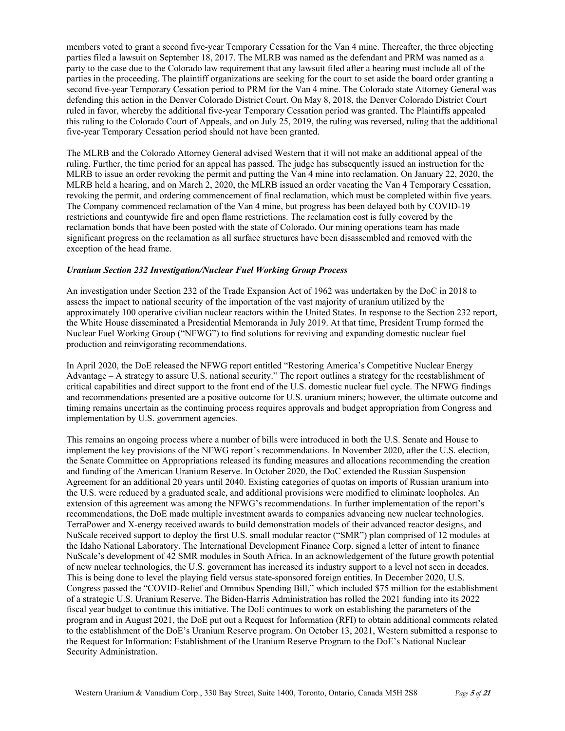members voted to grant a second five-year Temporary Cessation for the Van 4 mine. Thereafter, the three objecting parties filed a lawsuit on September 18, 2017. The MLRB was named as the defendant and PRM was named as a party to the case due to the Colorado law requirement that any lawsuit filed after a hearing must include all of the parties in the proceeding. The plaintiff organizations are seeking for the court to set aside the board order granting a second five-year Temporary Cessation period to PRM for the Van 4 mine. The Colorado state Attorney General was defending this action in the Denver Colorado District Court. On May 8, 2018, the Denver Colorado District Court ruled in favor, whereby the additional five-year Temporary Cessation period was granted. The Plaintiffs appealed this ruling to the Colorado Court of Appeals, and on July 25, 2019, the ruling was reversed, ruling that the additional five-year Temporary Cessation period should not have been granted.

The MLRB and the Colorado Attorney General advised Western that it will not make an additional appeal of the ruling. Further, the time period for an appeal has passed. The judge has subsequently issued an instruction for the MLRB to issue an order revoking the permit and putting the Van 4 mine into reclamation. On January 22, 2020, the MLRB held a hearing, and on March 2, 2020, the MLRB issued an order vacating the Van 4 Temporary Cessation, revoking the permit, and ordering commencement of final reclamation, which must be completed within five years. The Company commenced reclamation of the Van 4 mine, but progress has been delayed both by COVID-19 restrictions and countywide fire and open flame restrictions. The reclamation cost is fully covered by the reclamation bonds that have been posted with the state of Colorado. Our mining operations team has made significant progress on the reclamation as all surface structures have been disassembled and removed with the exception of the head frame.

***Uranium Section 232 Investigation/Nuclear Fuel Working Group Process***

An investigation under Section 232 of the Trade Expansion Act of 1962 was undertaken by the DoC in 2018 to assess the impact to national security of the importation of the vast majority of uranium utilized by the approximately 100 operative civilian nuclear reactors within the United States. In response to the Section 232 report, the White House disseminated a Presidential Memoranda in July 2019. At that time, President Trump formed the Nuclear Fuel Working Group ("NFWG") to find solutions for reviving and expanding domestic nuclear fuel production and reinvigorating recommendations.

In April 2020, the DoE released the NFWG report entitled "Restoring America's Competitive Nuclear Energy Advantage – A strategy to assure U.S. national security." The report outlines a strategy for the reestablishment of critical capabilities and direct support to the front end of the U.S. domestic nuclear fuel cycle. The NFWG findings and recommendations presented are a positive outcome for U.S. uranium miners; however, the ultimate outcome and timing remains uncertain as the continuing process requires approvals and budget appropriation from Congress and implementation by U.S. government agencies.

This remains an ongoing process where a number of bills were introduced in both the U.S. Senate and House to implement the key provisions of the NFWG report's recommendations. In November 2020, after the U.S. election, the Senate Committee on Appropriations released its funding measures and allocations recommending the creation and funding of the American Uranium Reserve. In October 2020, the DoC extended the Russian Suspension Agreement for an additional 20 years until 2040. Existing categories of quotas on imports of Russian uranium into the U.S. were reduced by a graduated scale, and additional provisions were modified to eliminate loopholes. An extension of this agreement was among the NFWG's recommendations. In further implementation of the report's recommendations, the DoE made multiple investment awards to companies advancing new nuclear technologies. TerraPower and X-energy received awards to build demonstration models of their advanced reactor designs, and NuScale received support to deploy the first U.S. small modular reactor ("SMR") plan comprised of 12 modules at the Idaho National Laboratory. The International Development Finance Corp. signed a letter of intent to finance NuScale's development of 42 SMR modules in South Africa. In an acknowledgement of the future growth potential of new nuclear technologies, the U.S. government has increased its industry support to a level not seen in decades. This is being done to level the playing field versus state-sponsored foreign entities. In December 2020, U.S. Congress passed the "COVID-Relief and Omnibus Spending Bill," which included $75 million for the establishment of a strategic U.S. Uranium Reserve. The Biden-Harris Administration has rolled the 2021 funding into its 2022 fiscal year budget to continue this initiative. The DoE continues to work on establishing the parameters of the program and in August 2021, the DoE put out a Request for Information (RFI) to obtain additional comments related to the establishment of the DoE's Uranium Reserve program. On October 13, 2021, Western submitted a response to the Request for Information: Establishment of the Uranium Reserve Program to the DoE's National Nuclear Security Administration.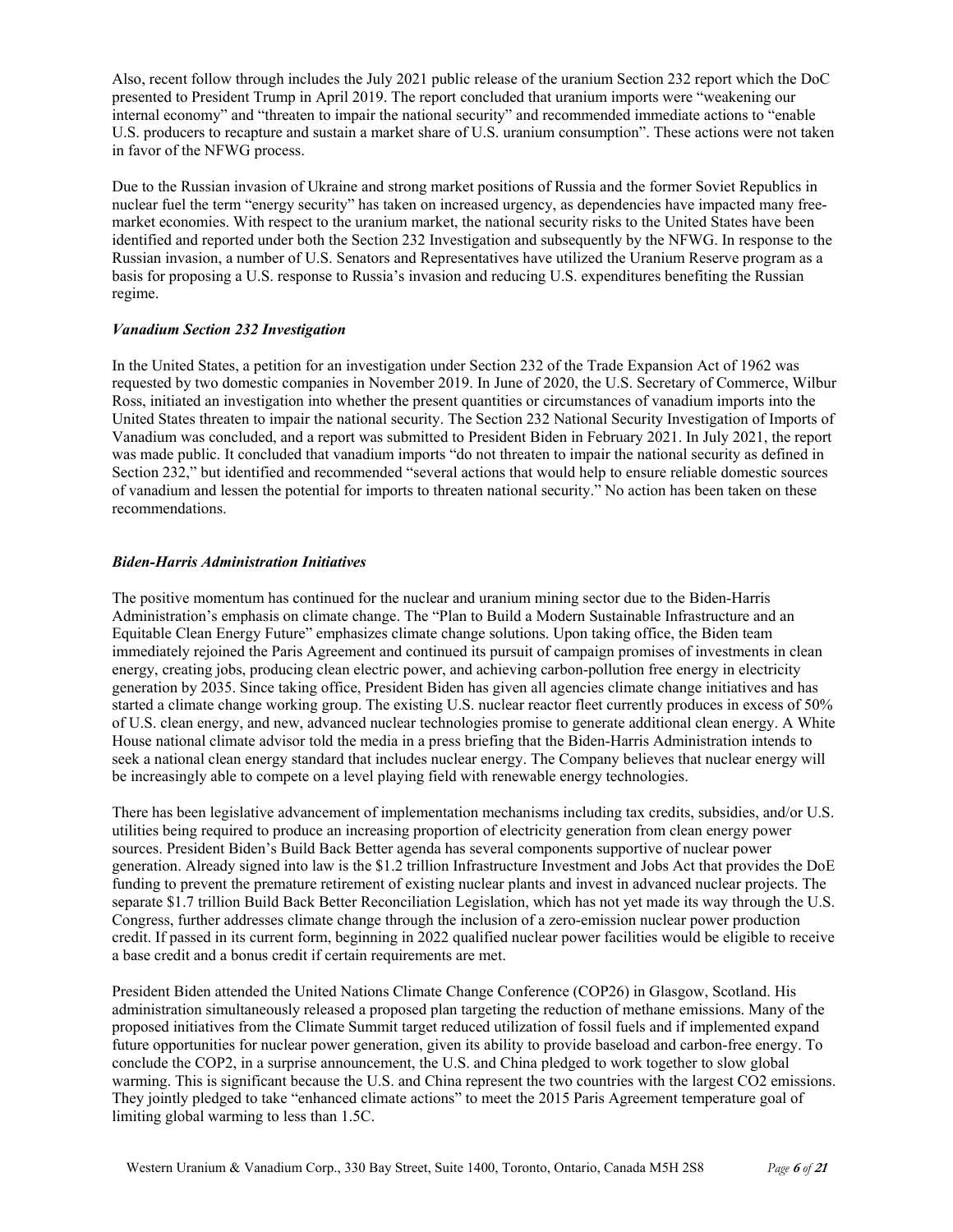Also, recent follow through includes the July 2021 public release of the uranium Section 232 report which the DoC presented to President Trump in April 2019. The report concluded that uranium imports were "weakening our internal economy" and "threaten to impair the national security" and recommended immediate actions to "enable U.S. producers to recapture and sustain a market share of U.S. uranium consumption". These actions were not taken in favor of the NFWG process.

Due to the Russian invasion of Ukraine and strong market positions of Russia and the former Soviet Republics in nuclear fuel the term "energy security" has taken on increased urgency, as dependencies have impacted many free-market economies. With respect to the uranium market, the national security risks to the United States have been identified and reported under both the Section 232 Investigation and subsequently by the NFWG. In response to the Russian invasion, a number of U.S. Senators and Representatives have utilized the Uranium Reserve program as a basis for proposing a U.S. response to Russia's invasion and reducing U.S. expenditures benefiting the Russian regime.

***Vanadium Section 232 Investigation***

In the United States, a petition for an investigation under Section 232 of the Trade Expansion Act of 1962 was requested by two domestic companies in November 2019. In June of 2020, the U.S. Secretary of Commerce, Wilbur Ross, initiated an investigation into whether the present quantities or circumstances of vanadium imports into the United States threaten to impair the national security. The Section 232 National Security Investigation of Imports of Vanadium was concluded, and a report was submitted to President Biden in February 2021. In July 2021, the report was made public. It concluded that vanadium imports "do not threaten to impair the national security as defined in Section 232," but identified and recommended "several actions that would help to ensure reliable domestic sources of vanadium and lessen the potential for imports to threaten national security." No action has been taken on these recommendations.

***Biden-Harris Administration Initiatives***

The positive momentum has continued for the nuclear and uranium mining sector due to the Biden-Harris Administration's emphasis on climate change. The "Plan to Build a Modern Sustainable Infrastructure and an Equitable Clean Energy Future" emphasizes climate change solutions. Upon taking office, the Biden team immediately rejoined the Paris Agreement and continued its pursuit of campaign promises of investments in clean energy, creating jobs, producing clean electric power, and achieving carbon-pollution free energy in electricity generation by 2035. Since taking office, President Biden has given all agencies climate change initiatives and has started a climate change working group. The existing U.S. nuclear reactor fleet currently produces in excess of 50% of U.S. clean energy, and new, advanced nuclear technologies promise to generate additional clean energy. A White House national climate advisor told the media in a press briefing that the Biden-Harris Administration intends to seek a national clean energy standard that includes nuclear energy. The Company believes that nuclear energy will be increasingly able to compete on a level playing field with renewable energy technologies.

There has been legislative advancement of implementation mechanisms including tax credits, subsidies, and/or U.S. utilities being required to produce an increasing proportion of electricity generation from clean energy power sources. President Biden's Build Back Better agenda has several components supportive of nuclear power generation. Already signed into law is the $1.2 trillion Infrastructure Investment and Jobs Act that provides the DoE funding to prevent the premature retirement of existing nuclear plants and invest in advanced nuclear projects. The separate $1.7 trillion Build Back Better Reconciliation Legislation, which has not yet made its way through the U.S. Congress, further addresses climate change through the inclusion of a zero-emission nuclear power production credit. If passed in its current form, beginning in 2022 qualified nuclear power facilities would be eligible to receive a base credit and a bonus credit if certain requirements are met.

President Biden attended the United Nations Climate Change Conference (COP26) in Glasgow, Scotland. His administration simultaneously released a proposed plan targeting the reduction of methane emissions. Many of the proposed initiatives from the Climate Summit target reduced utilization of fossil fuels and if implemented expand future opportunities for nuclear power generation, given its ability to provide baseload and carbon-free energy. To conclude the COP2, in a surprise announcement, the U.S. and China pledged to work together to slow global warming. This is significant because the U.S. and China represent the two countries with the largest CO2 emissions. They jointly pledged to take "enhanced climate actions" to meet the 2015 Paris Agreement temperature goal of limiting global warming to less than 1.5C.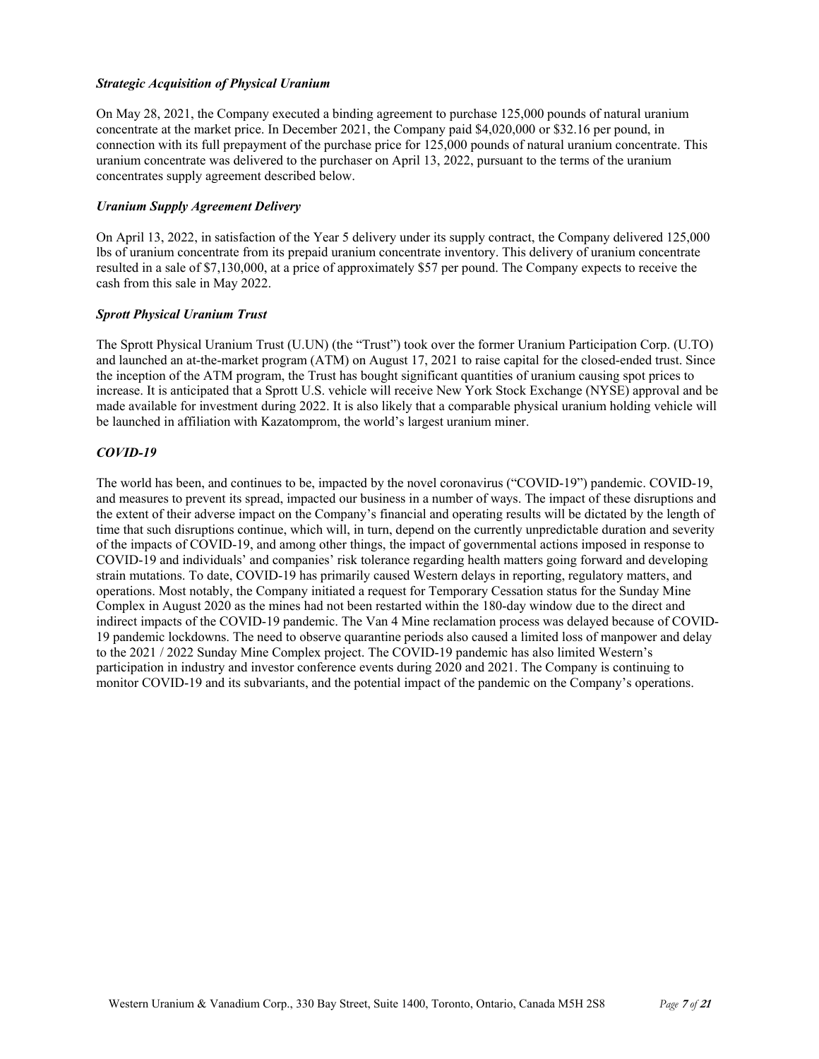***Strategic Acquisition of Physical Uranium***

On May 28, 2021, the Company executed a binding agreement to purchase 125,000 pounds of natural uranium concentrate at the market price. In December 2021, the Company paid $4,020,000 or $32.16 per pound, in connection with its full prepayment of the purchase price for 125,000 pounds of natural uranium concentrate. This uranium concentrate was delivered to the purchaser on April 13, 2022, pursuant to the terms of the uranium concentrates supply agreement described below.

***Uranium Supply Agreement Delivery***

On April 13, 2022, in satisfaction of the Year 5 delivery under its supply contract, the Company delivered 125,000 lbs of uranium concentrate from its prepaid uranium concentrate inventory. This delivery of uranium concentrate resulted in a sale of $7,130,000, at a price of approximately $57 per pound. The Company expects to receive the cash from this sale in May 2022.

***Sprott Physical Uranium Trust***

The Sprott Physical Uranium Trust (U.UN) (the "Trust") took over the former Uranium Participation Corp. (U.TO) and launched an at-the-market program (ATM) on August 17, 2021 to raise capital for the closed-ended trust. Since the inception of the ATM program, the Trust has bought significant quantities of uranium causing spot prices to increase. It is anticipated that a Sprott U.S. vehicle will receive New York Stock Exchange (NYSE) approval and be made available for investment during 2022. It is also likely that a comparable physical uranium holding vehicle will be launched in affiliation with Kazatomprom, the world's largest uranium miner.

***COVID-19***

The world has been, and continues to be, impacted by the novel coronavirus ("COVID-19") pandemic. COVID-19, and measures to prevent its spread, impacted our business in a number of ways. The impact of these disruptions and the extent of their adverse impact on the Company's financial and operating results will be dictated by the length of time that such disruptions continue, which will, in turn, depend on the currently unpredictable duration and severity of the impacts of COVID-19, and among other things, the impact of governmental actions imposed in response to COVID-19 and individuals' and companies' risk tolerance regarding health matters going forward and developing strain mutations. To date, COVID-19 has primarily caused Western delays in reporting, regulatory matters, and operations. Most notably, the Company initiated a request for Temporary Cessation status for the Sunday Mine Complex in August 2020 as the mines had not been restarted within the 180-day window due to the direct and indirect impacts of the COVID-19 pandemic. The Van 4 Mine reclamation process was delayed because of COVID-19 pandemic lockdowns. The need to observe quarantine periods also caused a limited loss of manpower and delay to the 2021 / 2022 Sunday Mine Complex project. The COVID-19 pandemic has also limited Western's participation in industry and investor conference events during 2020 and 2021. The Company is continuing to monitor COVID-19 and its subvariants, and the potential impact of the pandemic on the Company's operations.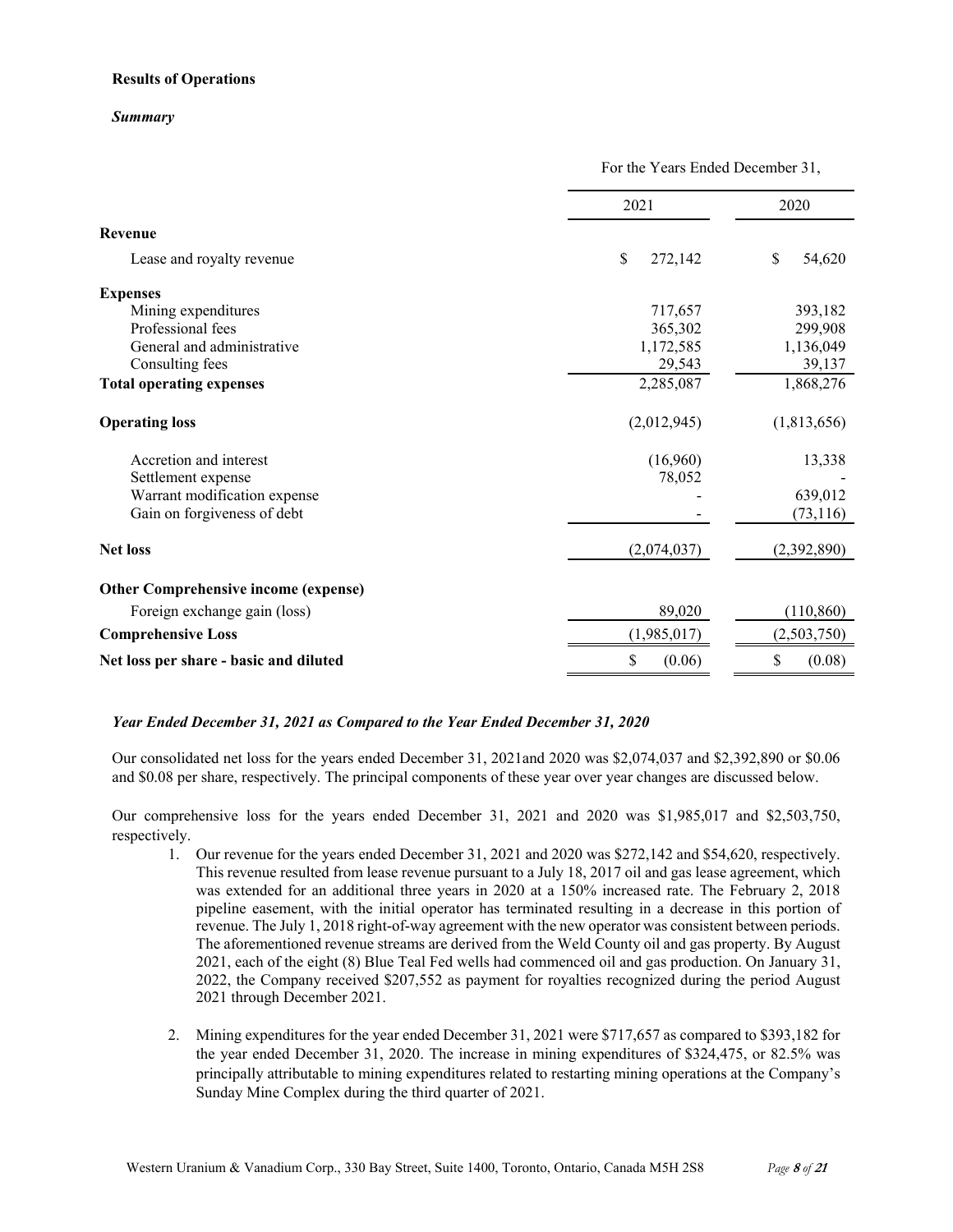**Results of Operations**

***Summary***

| | For the Years Ended December 31, | |
|---|---|---|
| | 2021 | 2020 |
| **Revenue** | | |
| Lease and royalty revenue | $ 272,142 | $ 54,620 |
| **Expenses** | | |
| Mining expenditures | 717,657 | 393,182 |
| Professional fees | 365,302 | 299,908 |
| General and administrative | 1,172,585 | 1,136,049 |
| Consulting fees | 29,543 | 39,137 |
| **Total operating expenses** | 2,285,087 | 1,868,276 |
| **Operating loss** | (2,012,945) | (1,813,656) |
| Accretion and interest | (16,960) | 13,338 |
| Settlement expense | 78,052 | - |
| Warrant modification expense | - | 639,012 |
| Gain on forgiveness of debt | - | (73,116) |
| **Net loss** | (2,074,037) | (2,392,890) |
| **Other Comprehensive income (expense)** | | |
| Foreign exchange gain (loss) | 89,020 | (110,860) |
| **Comprehensive Loss** | (1,985,017) | (2,503,750) |
| **Net loss per share - basic and diluted** | $ (0.06) | $ (0.08) |

***Year Ended December 31, 2021 as Compared to the Year Ended December 31, 2020***

Our consolidated net loss for the years ended December 31, 2021and 2020 was $2,074,037 and $2,392,890 or $0.06 and $0.08 per share, respectively. The principal components of these year over year changes are discussed below.

Our comprehensive loss for the years ended December 31, 2021 and 2020 was $1,985,017 and $2,503,750, respectively.

1. Our revenue for the years ended December 31, 2021 and 2020 was $272,142 and $54,620, respectively. This revenue resulted from lease revenue pursuant to a July 18, 2017 oil and gas lease agreement, which was extended for an additional three years in 2020 at a 150% increased rate. The February 2, 2018 pipeline easement, with the initial operator has terminated resulting in a decrease in this portion of revenue. The July 1, 2018 right-of-way agreement with the new operator was consistent between periods. The aforementioned revenue streams are derived from the Weld County oil and gas property. By August 2021, each of the eight (8) Blue Teal Fed wells had commenced oil and gas production. On January 31, 2022, the Company received $207,552 as payment for royalties recognized during the period August 2021 through December 2021.

2. Mining expenditures for the year ended December 31, 2021 were $717,657 as compared to $393,182 for the year ended December 31, 2020. The increase in mining expenditures of $324,475, or 82.5% was principally attributable to mining expenditures related to restarting mining operations at the Company's Sunday Mine Complex during the third quarter of 2021.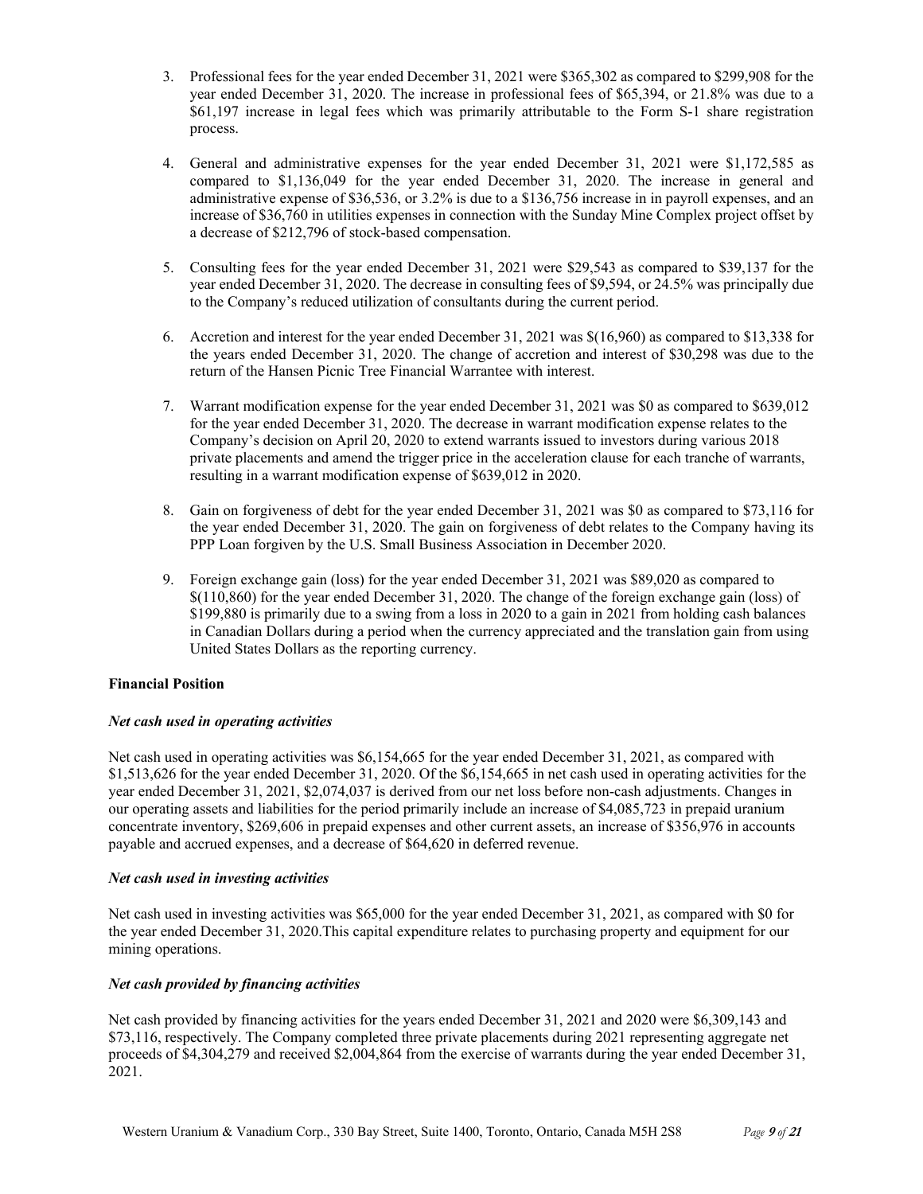3. Professional fees for the year ended December 31, 2021 were $365,302 as compared to $299,908 for the year ended December 31, 2020. The increase in professional fees of $65,394, or 21.8% was due to a $61,197 increase in legal fees which was primarily attributable to the Form S-1 share registration process.

4. General and administrative expenses for the year ended December 31, 2021 were $1,172,585 as compared to $1,136,049 for the year ended December 31, 2020. The increase in general and administrative expense of $36,536, or 3.2% is due to a $136,756 increase in in payroll expenses, and an increase of $36,760 in utilities expenses in connection with the Sunday Mine Complex project offset by a decrease of $212,796 of stock-based compensation.

5. Consulting fees for the year ended December 31, 2021 were $29,543 as compared to $39,137 for the year ended December 31, 2020. The decrease in consulting fees of $9,594, or 24.5% was principally due to the Company's reduced utilization of consultants during the current period.

6. Accretion and interest for the year ended December 31, 2021 was $(16,960) as compared to $13,338 for the years ended December 31, 2020. The change of accretion and interest of $30,298 was due to the return of the Hansen Picnic Tree Financial Warrantee with interest.

7. Warrant modification expense for the year ended December 31, 2021 was $0 as compared to $639,012 for the year ended December 31, 2020. The decrease in warrant modification expense relates to the Company's decision on April 20, 2020 to extend warrants issued to investors during various 2018 private placements and amend the trigger price in the acceleration clause for each tranche of warrants, resulting in a warrant modification expense of $639,012 in 2020.

8. Gain on forgiveness of debt for the year ended December 31, 2021 was $0 as compared to $73,116 for the year ended December 31, 2020. The gain on forgiveness of debt relates to the Company having its PPP Loan forgiven by the U.S. Small Business Association in December 2020.

9. Foreign exchange gain (loss) for the year ended December 31, 2021 was $89,020 as compared to $(110,860) for the year ended December 31, 2020. The change of the foreign exchange gain (loss) of $199,880 is primarily due to a swing from a loss in 2020 to a gain in 2021 from holding cash balances in Canadian Dollars during a period when the currency appreciated and the translation gain from using United States Dollars as the reporting currency.

**Financial Position**

***Net cash used in operating activities***

Net cash used in operating activities was $6,154,665 for the year ended December 31, 2021, as compared with $1,513,626 for the year ended December 31, 2020. Of the $6,154,665 in net cash used in operating activities for the year ended December 31, 2021, $2,074,037 is derived from our net loss before non-cash adjustments. Changes in our operating assets and liabilities for the period primarily include an increase of $4,085,723 in prepaid uranium concentrate inventory, $269,606 in prepaid expenses and other current assets, an increase of $356,976 in accounts payable and accrued expenses, and a decrease of $64,620 in deferred revenue.

***Net cash used in investing activities***

Net cash used in investing activities was $65,000 for the year ended December 31, 2021, as compared with $0 for the year ended December 31, 2020.This capital expenditure relates to purchasing property and equipment for our mining operations.

***Net cash provided by financing activities***

Net cash provided by financing activities for the years ended December 31, 2021 and 2020 were $6,309,143 and $73,116, respectively. The Company completed three private placements during 2021 representing aggregate net proceeds of $4,304,279 and received $2,004,864 from the exercise of warrants during the year ended December 31, 2021.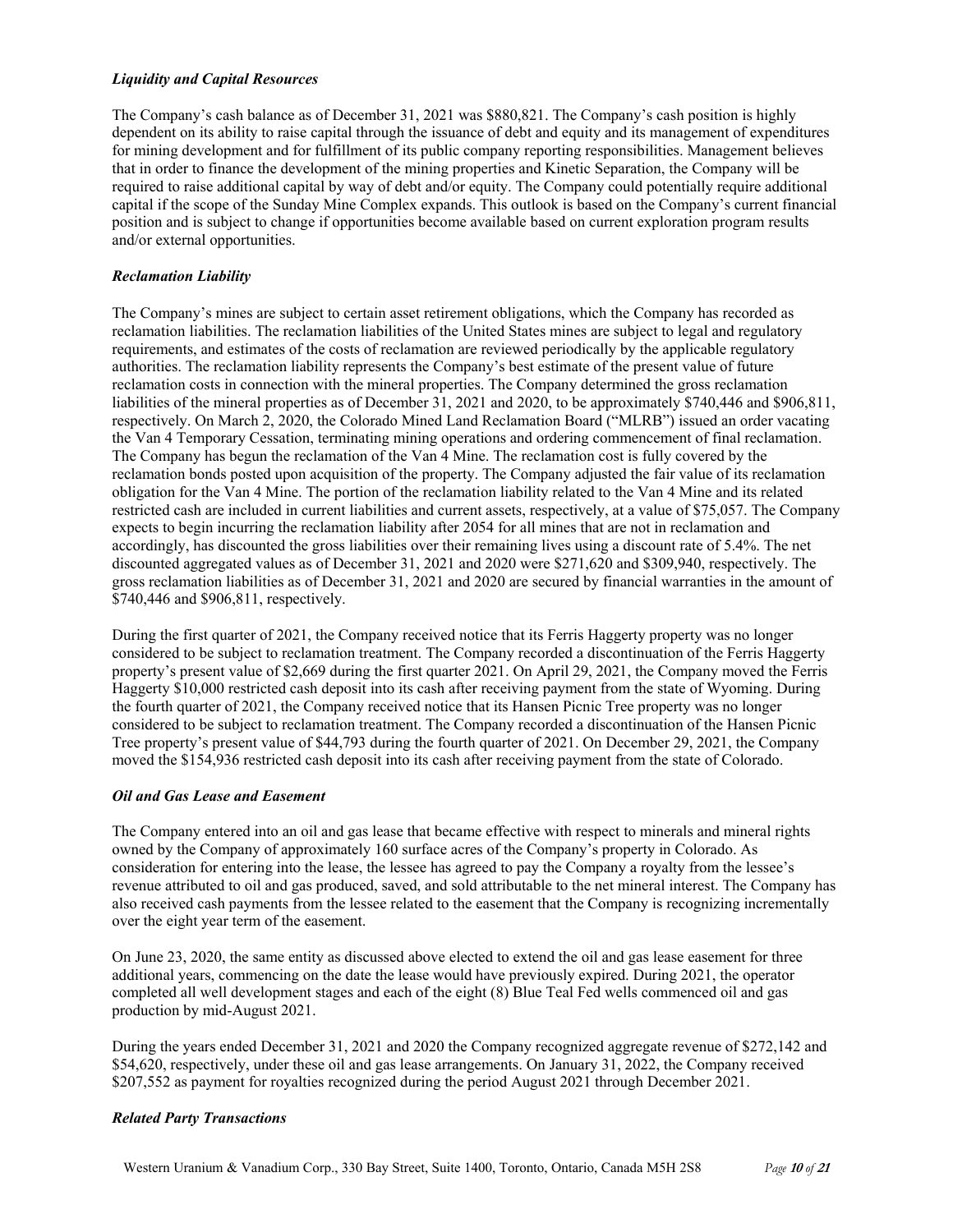### *Liquidity and Capital Resources*

The Company's cash balance as of December 31, 2021 was $880,821. The Company's cash position is highly dependent on its ability to raise capital through the issuance of debt and equity and its management of expenditures for mining development and for fulfillment of its public company reporting responsibilities. Management believes that in order to finance the development of the mining properties and Kinetic Separation, the Company will be required to raise additional capital by way of debt and/or equity. The Company could potentially require additional capital if the scope of the Sunday Mine Complex expands. This outlook is based on the Company's current financial position and is subject to change if opportunities become available based on current exploration program results and/or external opportunities.

### *Reclamation Liability*

The Company's mines are subject to certain asset retirement obligations, which the Company has recorded as reclamation liabilities. The reclamation liabilities of the United States mines are subject to legal and regulatory requirements, and estimates of the costs of reclamation are reviewed periodically by the applicable regulatory authorities. The reclamation liability represents the Company's best estimate of the present value of future reclamation costs in connection with the mineral properties. The Company determined the gross reclamation liabilities of the mineral properties as of December 31, 2021 and 2020, to be approximately $740,446 and $906,811, respectively. On March 2, 2020, the Colorado Mined Land Reclamation Board ("MLRB") issued an order vacating the Van 4 Temporary Cessation, terminating mining operations and ordering commencement of final reclamation. The Company has begun the reclamation of the Van 4 Mine. The reclamation cost is fully covered by the reclamation bonds posted upon acquisition of the property. The Company adjusted the fair value of its reclamation obligation for the Van 4 Mine. The portion of the reclamation liability related to the Van 4 Mine and its related restricted cash are included in current liabilities and current assets, respectively, at a value of $75,057. The Company expects to begin incurring the reclamation liability after 2054 for all mines that are not in reclamation and accordingly, has discounted the gross liabilities over their remaining lives using a discount rate of 5.4%. The net discounted aggregated values as of December 31, 2021 and 2020 were $271,620 and $309,940, respectively. The gross reclamation liabilities as of December 31, 2021 and 2020 are secured by financial warranties in the amount of $740,446 and $906,811, respectively.

During the first quarter of 2021, the Company received notice that its Ferris Haggerty property was no longer considered to be subject to reclamation treatment. The Company recorded a discontinuation of the Ferris Haggerty property's present value of $2,669 during the first quarter 2021. On April 29, 2021, the Company moved the Ferris Haggerty $10,000 restricted cash deposit into its cash after receiving payment from the state of Wyoming. During the fourth quarter of 2021, the Company received notice that its Hansen Picnic Tree property was no longer considered to be subject to reclamation treatment. The Company recorded a discontinuation of the Hansen Picnic Tree property's present value of $44,793 during the fourth quarter of 2021. On December 29, 2021, the Company moved the $154,936 restricted cash deposit into its cash after receiving payment from the state of Colorado.

### *Oil and Gas Lease and Easement*

The Company entered into an oil and gas lease that became effective with respect to minerals and mineral rights owned by the Company of approximately 160 surface acres of the Company's property in Colorado. As consideration for entering into the lease, the lessee has agreed to pay the Company a royalty from the lessee's revenue attributed to oil and gas produced, saved, and sold attributable to the net mineral interest. The Company has also received cash payments from the lessee related to the easement that the Company is recognizing incrementally over the eight year term of the easement.

On June 23, 2020, the same entity as discussed above elected to extend the oil and gas lease easement for three additional years, commencing on the date the lease would have previously expired. During 2021, the operator completed all well development stages and each of the eight (8) Blue Teal Fed wells commenced oil and gas production by mid-August 2021.

During the years ended December 31, 2021 and 2020 the Company recognized aggregate revenue of $272,142 and $54,620, respectively, under these oil and gas lease arrangements. On January 31, 2022, the Company received $207,552 as payment for royalties recognized during the period August 2021 through December 2021.

### *Related Party Transactions*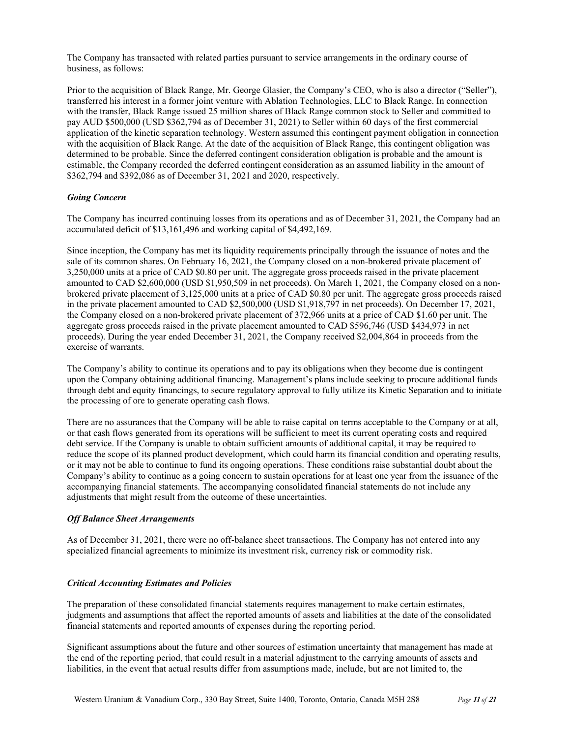The Company has transacted with related parties pursuant to service arrangements in the ordinary course of business, as follows:

Prior to the acquisition of Black Range, Mr. George Glasier, the Company's CEO, who is also a director ("Seller"), transferred his interest in a former joint venture with Ablation Technologies, LLC to Black Range. In connection with the transfer, Black Range issued 25 million shares of Black Range common stock to Seller and committed to pay AUD $500,000 (USD $362,794 as of December 31, 2021) to Seller within 60 days of the first commercial application of the kinetic separation technology. Western assumed this contingent payment obligation in connection with the acquisition of Black Range. At the date of the acquisition of Black Range, this contingent obligation was determined to be probable. Since the deferred contingent consideration obligation is probable and the amount is estimable, the Company recorded the deferred contingent consideration as an assumed liability in the amount of $362,794 and $392,086 as of December 31, 2021 and 2020, respectively.

### *Going Concern*

The Company has incurred continuing losses from its operations and as of December 31, 2021, the Company had an accumulated deficit of $13,161,496 and working capital of $4,492,169.

Since inception, the Company has met its liquidity requirements principally through the issuance of notes and the sale of its common shares. On February 16, 2021, the Company closed on a non-brokered private placement of 3,250,000 units at a price of CAD $0.80 per unit. The aggregate gross proceeds raised in the private placement amounted to CAD $2,600,000 (USD $1,950,509 in net proceeds). On March 1, 2021, the Company closed on a non-brokered private placement of 3,125,000 units at a price of CAD $0.80 per unit. The aggregate gross proceeds raised in the private placement amounted to CAD $2,500,000 (USD $1,918,797 in net proceeds). On December 17, 2021, the Company closed on a non-brokered private placement of 372,966 units at a price of CAD $1.60 per unit. The aggregate gross proceeds raised in the private placement amounted to CAD $596,746 (USD $434,973 in net proceeds). During the year ended December 31, 2021, the Company received $2,004,864 in proceeds from the exercise of warrants.

The Company's ability to continue its operations and to pay its obligations when they become due is contingent upon the Company obtaining additional financing. Management's plans include seeking to procure additional funds through debt and equity financings, to secure regulatory approval to fully utilize its Kinetic Separation and to initiate the processing of ore to generate operating cash flows.

There are no assurances that the Company will be able to raise capital on terms acceptable to the Company or at all, or that cash flows generated from its operations will be sufficient to meet its current operating costs and required debt service. If the Company is unable to obtain sufficient amounts of additional capital, it may be required to reduce the scope of its planned product development, which could harm its financial condition and operating results, or it may not be able to continue to fund its ongoing operations. These conditions raise substantial doubt about the Company's ability to continue as a going concern to sustain operations for at least one year from the issuance of the accompanying financial statements. The accompanying consolidated financial statements do not include any adjustments that might result from the outcome of these uncertainties.

### *Off Balance Sheet Arrangements*

As of December 31, 2021, there were no off-balance sheet transactions. The Company has not entered into any specialized financial agreements to minimize its investment risk, currency risk or commodity risk.

### *Critical Accounting Estimates and Policies*

The preparation of these consolidated financial statements requires management to make certain estimates, judgments and assumptions that affect the reported amounts of assets and liabilities at the date of the consolidated financial statements and reported amounts of expenses during the reporting period.

Significant assumptions about the future and other sources of estimation uncertainty that management has made at the end of the reporting period, that could result in a material adjustment to the carrying amounts of assets and liabilities, in the event that actual results differ from assumptions made, include, but are not limited to, the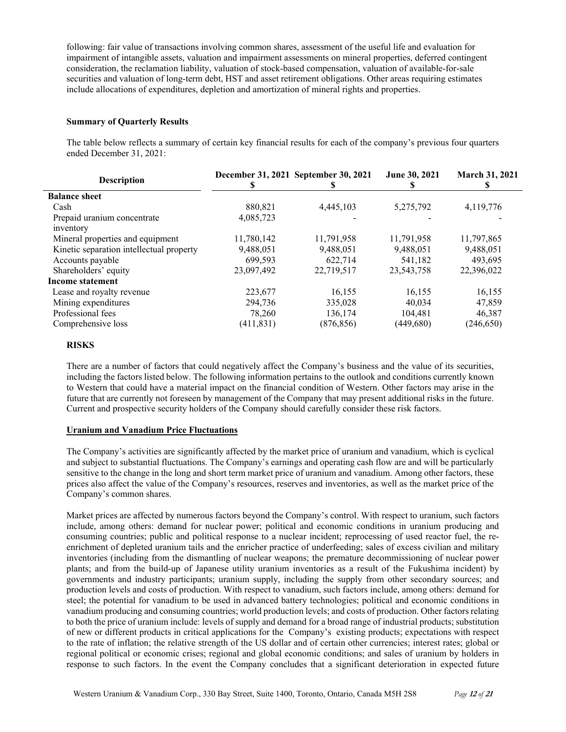following: fair value of transactions involving common shares, assessment of the useful life and evaluation for impairment of intangible assets, valuation and impairment assessments on mineral properties, deferred contingent consideration, the reclamation liability, valuation of stock-based compensation, valuation of available-for-sale securities and valuation of long-term debt, HST and asset retirement obligations. Other areas requiring estimates include allocations of expenditures, depletion and amortization of mineral rights and properties.

**Summary of Quarterly Results**

The table below reflects a summary of certain key financial results for each of the company's previous four quarters ended December 31, 2021:

| Description | December 31, 2021<br>$ | September 30, 2021<br>$ | June 30, 2021<br>$ | March 31, 2021<br>$ |
|---|---|---|---|---|
| **Balance sheet** | | | | |
| Cash | 880,821 | 4,445,103 | 5,275,792 | 4,119,776 |
| Prepaid uranium concentrate inventory | 4,085,723 | - | - | - |
| Mineral properties and equipment | 11,780,142 | 11,791,958 | 11,791,958 | 11,797,865 |
| Kinetic separation intellectual property | 9,488,051 | 9,488,051 | 9,488,051 | 9,488,051 |
| Accounts payable | 699,593 | 622,714 | 541,182 | 493,695 |
| Shareholders' equity | 23,097,492 | 22,719,517 | 23,543,758 | 22,396,022 |
| **Income statement** | | | | |
| Lease and royalty revenue | 223,677 | 16,155 | 16,155 | 16,155 |
| Mining expenditures | 294,736 | 335,028 | 40,034 | 47,859 |
| Professional fees | 78,260 | 136,174 | 104,481 | 46,387 |
| Comprehensive loss | (411,831) | (876,856) | (449,680) | (246,650) |

**RISKS**

There are a number of factors that could negatively affect the Company's business and the value of its securities, including the factors listed below. The following information pertains to the outlook and conditions currently known to Western that could have a material impact on the financial condition of Western. Other factors may arise in the future that are currently not foreseen by management of the Company that may present additional risks in the future. Current and prospective security holders of the Company should carefully consider these risk factors.

**Uranium and Vanadium Price Fluctuations**

The Company's activities are significantly affected by the market price of uranium and vanadium, which is cyclical and subject to substantial fluctuations. The Company's earnings and operating cash flow are and will be particularly sensitive to the change in the long and short term market price of uranium and vanadium. Among other factors, these prices also affect the value of the Company's resources, reserves and inventories, as well as the market price of the Company's common shares.

Market prices are affected by numerous factors beyond the Company's control. With respect to uranium, such factors include, among others: demand for nuclear power; political and economic conditions in uranium producing and consuming countries; public and political response to a nuclear incident; reprocessing of used reactor fuel, the re-enrichment of depleted uranium tails and the enricher practice of underfeeding; sales of excess civilian and military inventories (including from the dismantling of nuclear weapons; the premature decommissioning of nuclear power plants; and from the build-up of Japanese utility uranium inventories as a result of the Fukushima incident) by governments and industry participants; uranium supply, including the supply from other secondary sources; and production levels and costs of production. With respect to vanadium, such factors include, among others: demand for steel; the potential for vanadium to be used in advanced battery technologies; political and economic conditions in vanadium producing and consuming countries; world production levels; and costs of production. Other factors relating to both the price of uranium include: levels of supply and demand for a broad range of industrial products; substitution of new or different products in critical applications for the Company's existing products; expectations with respect to the rate of inflation; the relative strength of the US dollar and of certain other currencies; interest rates; global or regional political or economic crises; regional and global economic conditions; and sales of uranium by holders in response to such factors. In the event the Company concludes that a significant deterioration in expected future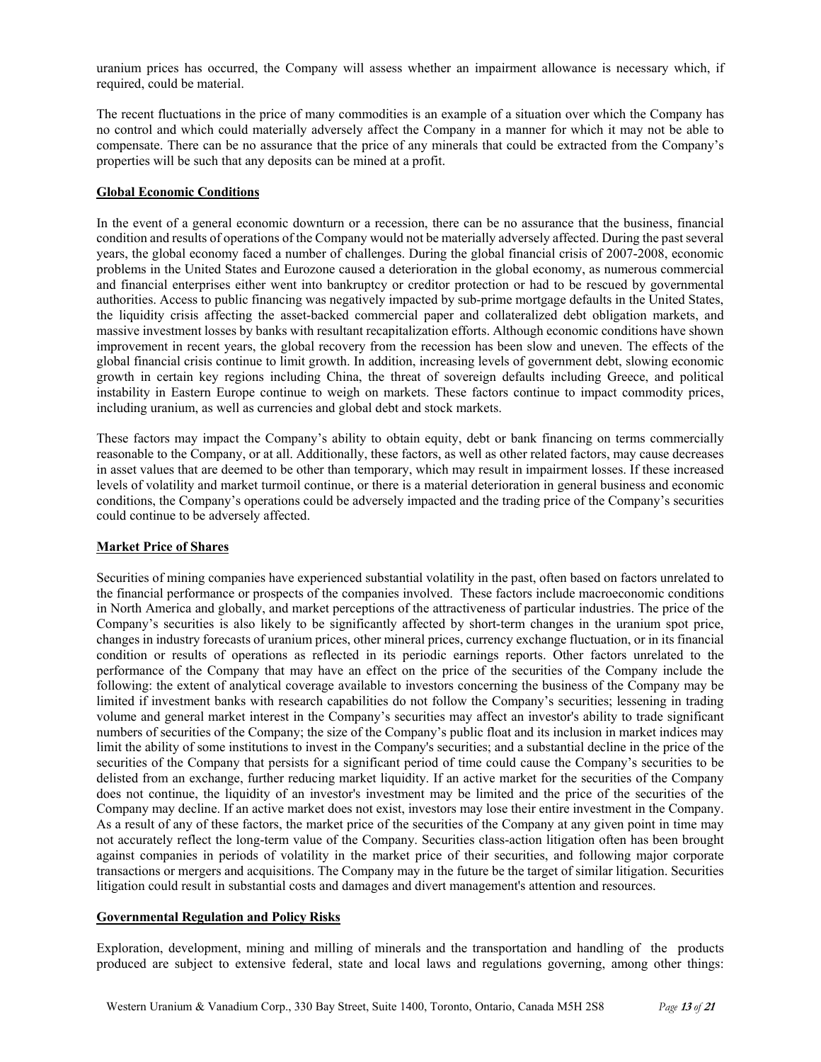uranium prices has occurred, the Company will assess whether an impairment allowance is necessary which, if required, could be material.

The recent fluctuations in the price of many commodities is an example of a situation over which the Company has no control and which could materially adversely affect the Company in a manner for which it may not be able to compensate. There can be no assurance that the price of any minerals that could be extracted from the Company's properties will be such that any deposits can be mined at a profit.

**Global Economic Conditions**

In the event of a general economic downturn or a recession, there can be no assurance that the business, financial condition and results of operations of the Company would not be materially adversely affected. During the past several years, the global economy faced a number of challenges. During the global financial crisis of 2007-2008, economic problems in the United States and Eurozone caused a deterioration in the global economy, as numerous commercial and financial enterprises either went into bankruptcy or creditor protection or had to be rescued by governmental authorities. Access to public financing was negatively impacted by sub-prime mortgage defaults in the United States, the liquidity crisis affecting the asset-backed commercial paper and collateralized debt obligation markets, and massive investment losses by banks with resultant recapitalization efforts. Although economic conditions have shown improvement in recent years, the global recovery from the recession has been slow and uneven. The effects of the global financial crisis continue to limit growth. In addition, increasing levels of government debt, slowing economic growth in certain key regions including China, the threat of sovereign defaults including Greece, and political instability in Eastern Europe continue to weigh on markets. These factors continue to impact commodity prices, including uranium, as well as currencies and global debt and stock markets.

These factors may impact the Company's ability to obtain equity, debt or bank financing on terms commercially reasonable to the Company, or at all. Additionally, these factors, as well as other related factors, may cause decreases in asset values that are deemed to be other than temporary, which may result in impairment losses. If these increased levels of volatility and market turmoil continue, or there is a material deterioration in general business and economic conditions, the Company's operations could be adversely impacted and the trading price of the Company's securities could continue to be adversely affected.

**Market Price of Shares**

Securities of mining companies have experienced substantial volatility in the past, often based on factors unrelated to the financial performance or prospects of the companies involved. These factors include macroeconomic conditions in North America and globally, and market perceptions of the attractiveness of particular industries. The price of the Company's securities is also likely to be significantly affected by short-term changes in the uranium spot price, changes in industry forecasts of uranium prices, other mineral prices, currency exchange fluctuation, or in its financial condition or results of operations as reflected in its periodic earnings reports. Other factors unrelated to the performance of the Company that may have an effect on the price of the securities of the Company include the following: the extent of analytical coverage available to investors concerning the business of the Company may be limited if investment banks with research capabilities do not follow the Company's securities; lessening in trading volume and general market interest in the Company's securities may affect an investor's ability to trade significant numbers of securities of the Company; the size of the Company's public float and its inclusion in market indices may limit the ability of some institutions to invest in the Company's securities; and a substantial decline in the price of the securities of the Company that persists for a significant period of time could cause the Company's securities to be delisted from an exchange, further reducing market liquidity. If an active market for the securities of the Company does not continue, the liquidity of an investor's investment may be limited and the price of the securities of the Company may decline. If an active market does not exist, investors may lose their entire investment in the Company. As a result of any of these factors, the market price of the securities of the Company at any given point in time may not accurately reflect the long-term value of the Company. Securities class-action litigation often has been brought against companies in periods of volatility in the market price of their securities, and following major corporate transactions or mergers and acquisitions. The Company may in the future be the target of similar litigation. Securities litigation could result in substantial costs and damages and divert management's attention and resources.

**Governmental Regulation and Policy Risks**

Exploration, development, mining and milling of minerals and the transportation and handling of the products produced are subject to extensive federal, state and local laws and regulations governing, among other things: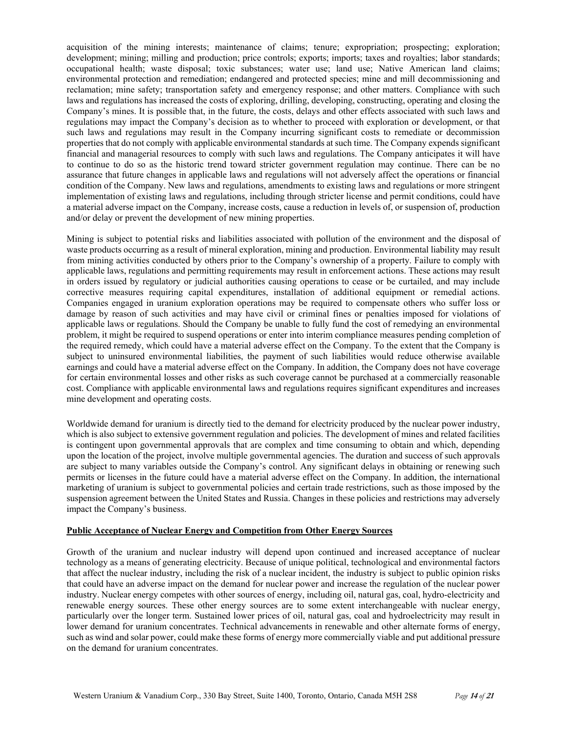acquisition of the mining interests; maintenance of claims; tenure; expropriation; prospecting; exploration; development; mining; milling and production; price controls; exports; imports; taxes and royalties; labor standards; occupational health; waste disposal; toxic substances; water use; land use; Native American land claims; environmental protection and remediation; endangered and protected species; mine and mill decommissioning and reclamation; mine safety; transportation safety and emergency response; and other matters. Compliance with such laws and regulations has increased the costs of exploring, drilling, developing, constructing, operating and closing the Company's mines. It is possible that, in the future, the costs, delays and other effects associated with such laws and regulations may impact the Company's decision as to whether to proceed with exploration or development, or that such laws and regulations may result in the Company incurring significant costs to remediate or decommission properties that do not comply with applicable environmental standards at such time. The Company expends significant financial and managerial resources to comply with such laws and regulations. The Company anticipates it will have to continue to do so as the historic trend toward stricter government regulation may continue. There can be no assurance that future changes in applicable laws and regulations will not adversely affect the operations or financial condition of the Company. New laws and regulations, amendments to existing laws and regulations or more stringent implementation of existing laws and regulations, including through stricter license and permit conditions, could have a material adverse impact on the Company, increase costs, cause a reduction in levels of, or suspension of, production and/or delay or prevent the development of new mining properties.

Mining is subject to potential risks and liabilities associated with pollution of the environment and the disposal of waste products occurring as a result of mineral exploration, mining and production. Environmental liability may result from mining activities conducted by others prior to the Company's ownership of a property. Failure to comply with applicable laws, regulations and permitting requirements may result in enforcement actions. These actions may result in orders issued by regulatory or judicial authorities causing operations to cease or be curtailed, and may include corrective measures requiring capital expenditures, installation of additional equipment or remedial actions. Companies engaged in uranium exploration operations may be required to compensate others who suffer loss or damage by reason of such activities and may have civil or criminal fines or penalties imposed for violations of applicable laws or regulations. Should the Company be unable to fully fund the cost of remedying an environmental problem, it might be required to suspend operations or enter into interim compliance measures pending completion of the required remedy, which could have a material adverse effect on the Company. To the extent that the Company is subject to uninsured environmental liabilities, the payment of such liabilities would reduce otherwise available earnings and could have a material adverse effect on the Company. In addition, the Company does not have coverage for certain environmental losses and other risks as such coverage cannot be purchased at a commercially reasonable cost. Compliance with applicable environmental laws and regulations requires significant expenditures and increases mine development and operating costs.

Worldwide demand for uranium is directly tied to the demand for electricity produced by the nuclear power industry, which is also subject to extensive government regulation and policies. The development of mines and related facilities is contingent upon governmental approvals that are complex and time consuming to obtain and which, depending upon the location of the project, involve multiple governmental agencies. The duration and success of such approvals are subject to many variables outside the Company's control. Any significant delays in obtaining or renewing such permits or licenses in the future could have a material adverse effect on the Company. In addition, the international marketing of uranium is subject to governmental policies and certain trade restrictions, such as those imposed by the suspension agreement between the United States and Russia. Changes in these policies and restrictions may adversely impact the Company's business.

**Public Acceptance of Nuclear Energy and Competition from Other Energy Sources**

Growth of the uranium and nuclear industry will depend upon continued and increased acceptance of nuclear technology as a means of generating electricity. Because of unique political, technological and environmental factors that affect the nuclear industry, including the risk of a nuclear incident, the industry is subject to public opinion risks that could have an adverse impact on the demand for nuclear power and increase the regulation of the nuclear power industry. Nuclear energy competes with other sources of energy, including oil, natural gas, coal, hydro-electricity and renewable energy sources. These other energy sources are to some extent interchangeable with nuclear energy, particularly over the longer term. Sustained lower prices of oil, natural gas, coal and hydroelectricity may result in lower demand for uranium concentrates. Technical advancements in renewable and other alternate forms of energy, such as wind and solar power, could make these forms of energy more commercially viable and put additional pressure on the demand for uranium concentrates.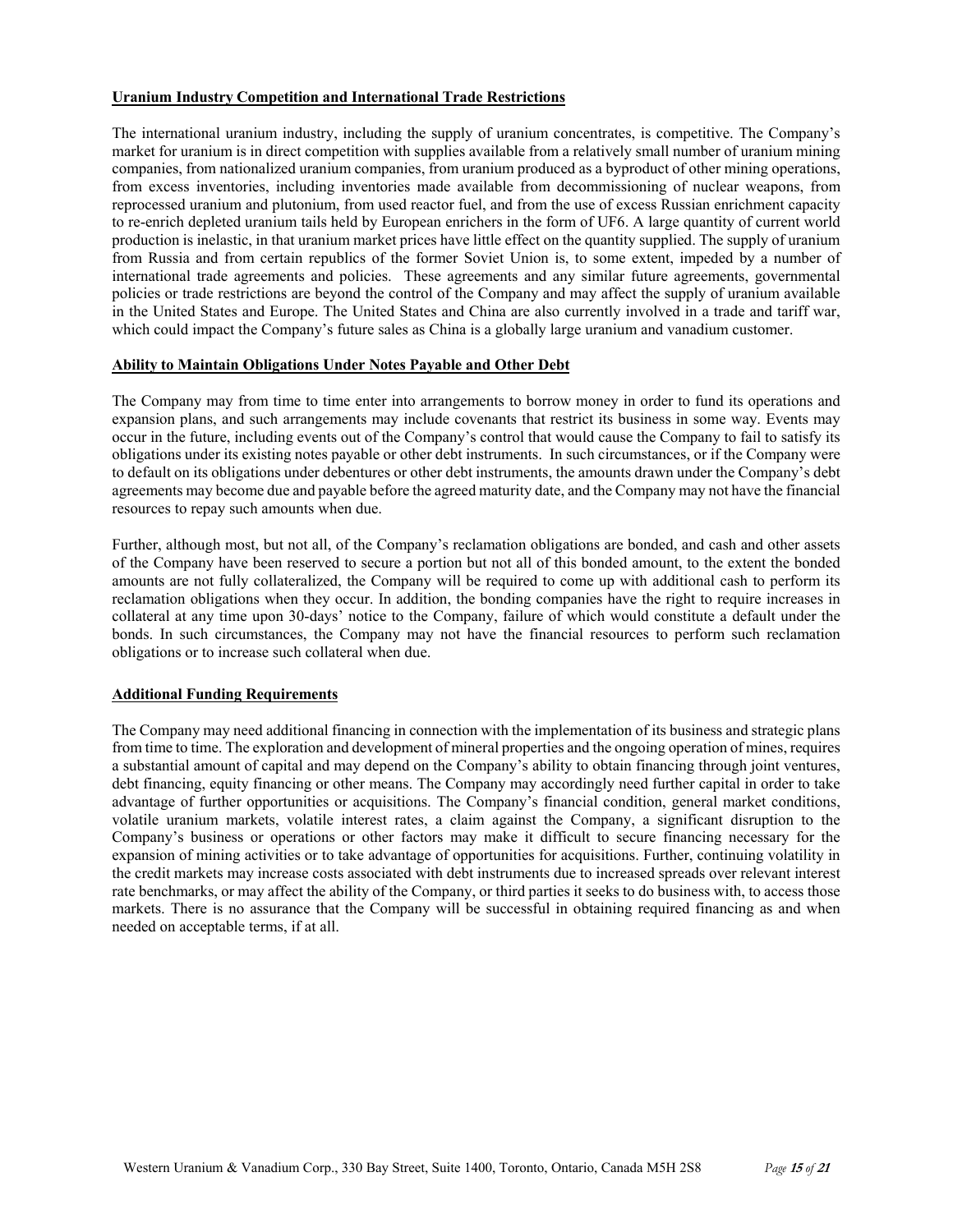## Uranium Industry Competition and International Trade Restrictions

The international uranium industry, including the supply of uranium concentrates, is competitive. The Company's market for uranium is in direct competition with supplies available from a relatively small number of uranium mining companies, from nationalized uranium companies, from uranium produced as a byproduct of other mining operations, from excess inventories, including inventories made available from decommissioning of nuclear weapons, from reprocessed uranium and plutonium, from used reactor fuel, and from the use of excess Russian enrichment capacity to re-enrich depleted uranium tails held by European enrichers in the form of UF6. A large quantity of current world production is inelastic, in that uranium market prices have little effect on the quantity supplied. The supply of uranium from Russia and from certain republics of the former Soviet Union is, to some extent, impeded by a number of international trade agreements and policies. These agreements and any similar future agreements, governmental policies or trade restrictions are beyond the control of the Company and may affect the supply of uranium available in the United States and Europe. The United States and China are also currently involved in a trade and tariff war, which could impact the Company's future sales as China is a globally large uranium and vanadium customer.

## Ability to Maintain Obligations Under Notes Payable and Other Debt

The Company may from time to time enter into arrangements to borrow money in order to fund its operations and expansion plans, and such arrangements may include covenants that restrict its business in some way. Events may occur in the future, including events out of the Company's control that would cause the Company to fail to satisfy its obligations under its existing notes payable or other debt instruments. In such circumstances, or if the Company were to default on its obligations under debentures or other debt instruments, the amounts drawn under the Company's debt agreements may become due and payable before the agreed maturity date, and the Company may not have the financial resources to repay such amounts when due.

Further, although most, but not all, of the Company's reclamation obligations are bonded, and cash and other assets of the Company have been reserved to secure a portion but not all of this bonded amount, to the extent the bonded amounts are not fully collateralized, the Company will be required to come up with additional cash to perform its reclamation obligations when they occur. In addition, the bonding companies have the right to require increases in collateral at any time upon 30-days' notice to the Company, failure of which would constitute a default under the bonds. In such circumstances, the Company may not have the financial resources to perform such reclamation obligations or to increase such collateral when due.

## Additional Funding Requirements

The Company may need additional financing in connection with the implementation of its business and strategic plans from time to time. The exploration and development of mineral properties and the ongoing operation of mines, requires a substantial amount of capital and may depend on the Company's ability to obtain financing through joint ventures, debt financing, equity financing or other means. The Company may accordingly need further capital in order to take advantage of further opportunities or acquisitions. The Company's financial condition, general market conditions, volatile uranium markets, volatile interest rates, a claim against the Company, a significant disruption to the Company's business or operations or other factors may make it difficult to secure financing necessary for the expansion of mining activities or to take advantage of opportunities for acquisitions. Further, continuing volatility in the credit markets may increase costs associated with debt instruments due to increased spreads over relevant interest rate benchmarks, or may affect the ability of the Company, or third parties it seeks to do business with, to access those markets. There is no assurance that the Company will be successful in obtaining required financing as and when needed on acceptable terms, if at all.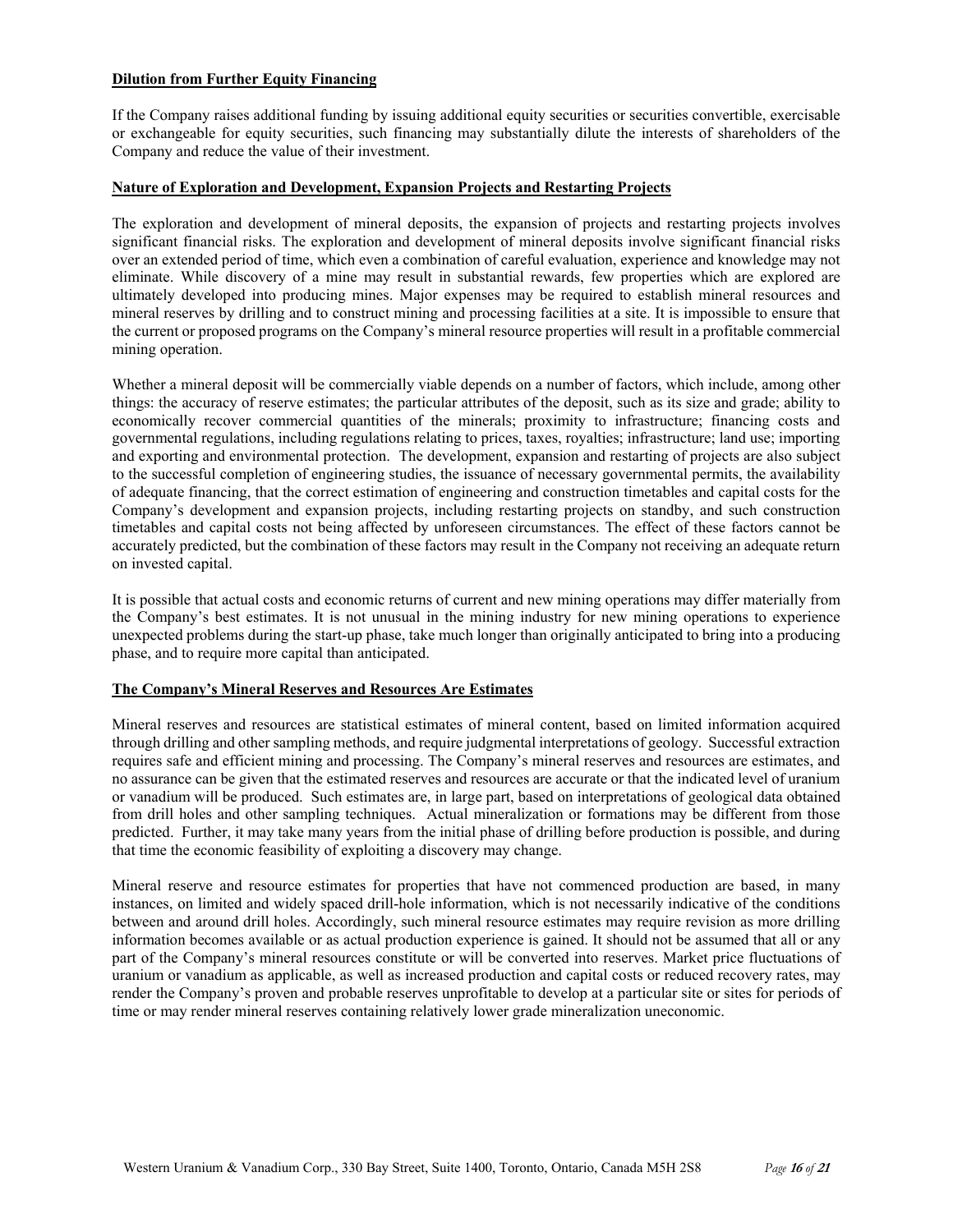**Dilution from Further Equity Financing**

If the Company raises additional funding by issuing additional equity securities or securities convertible, exercisable or exchangeable for equity securities, such financing may substantially dilute the interests of shareholders of the Company and reduce the value of their investment.

**Nature of Exploration and Development, Expansion Projects and Restarting Projects**

The exploration and development of mineral deposits, the expansion of projects and restarting projects involves significant financial risks. The exploration and development of mineral deposits involve significant financial risks over an extended period of time, which even a combination of careful evaluation, experience and knowledge may not eliminate. While discovery of a mine may result in substantial rewards, few properties which are explored are ultimately developed into producing mines. Major expenses may be required to establish mineral resources and mineral reserves by drilling and to construct mining and processing facilities at a site. It is impossible to ensure that the current or proposed programs on the Company's mineral resource properties will result in a profitable commercial mining operation.

Whether a mineral deposit will be commercially viable depends on a number of factors, which include, among other things: the accuracy of reserve estimates; the particular attributes of the deposit, such as its size and grade; ability to economically recover commercial quantities of the minerals; proximity to infrastructure; financing costs and governmental regulations, including regulations relating to prices, taxes, royalties; infrastructure; land use; importing and exporting and environmental protection. The development, expansion and restarting of projects are also subject to the successful completion of engineering studies, the issuance of necessary governmental permits, the availability of adequate financing, that the correct estimation of engineering and construction timetables and capital costs for the Company's development and expansion projects, including restarting projects on standby, and such construction timetables and capital costs not being affected by unforeseen circumstances. The effect of these factors cannot be accurately predicted, but the combination of these factors may result in the Company not receiving an adequate return on invested capital.

It is possible that actual costs and economic returns of current and new mining operations may differ materially from the Company's best estimates. It is not unusual in the mining industry for new mining operations to experience unexpected problems during the start-up phase, take much longer than originally anticipated to bring into a producing phase, and to require more capital than anticipated.

**The Company's Mineral Reserves and Resources Are Estimates**

Mineral reserves and resources are statistical estimates of mineral content, based on limited information acquired through drilling and other sampling methods, and require judgmental interpretations of geology. Successful extraction requires safe and efficient mining and processing. The Company's mineral reserves and resources are estimates, and no assurance can be given that the estimated reserves and resources are accurate or that the indicated level of uranium or vanadium will be produced. Such estimates are, in large part, based on interpretations of geological data obtained from drill holes and other sampling techniques. Actual mineralization or formations may be different from those predicted. Further, it may take many years from the initial phase of drilling before production is possible, and during that time the economic feasibility of exploiting a discovery may change.

Mineral reserve and resource estimates for properties that have not commenced production are based, in many instances, on limited and widely spaced drill-hole information, which is not necessarily indicative of the conditions between and around drill holes. Accordingly, such mineral resource estimates may require revision as more drilling information becomes available or as actual production experience is gained. It should not be assumed that all or any part of the Company's mineral resources constitute or will be converted into reserves. Market price fluctuations of uranium or vanadium as applicable, as well as increased production and capital costs or reduced recovery rates, may render the Company's proven and probable reserves unprofitable to develop at a particular site or sites for periods of time or may render mineral reserves containing relatively lower grade mineralization uneconomic.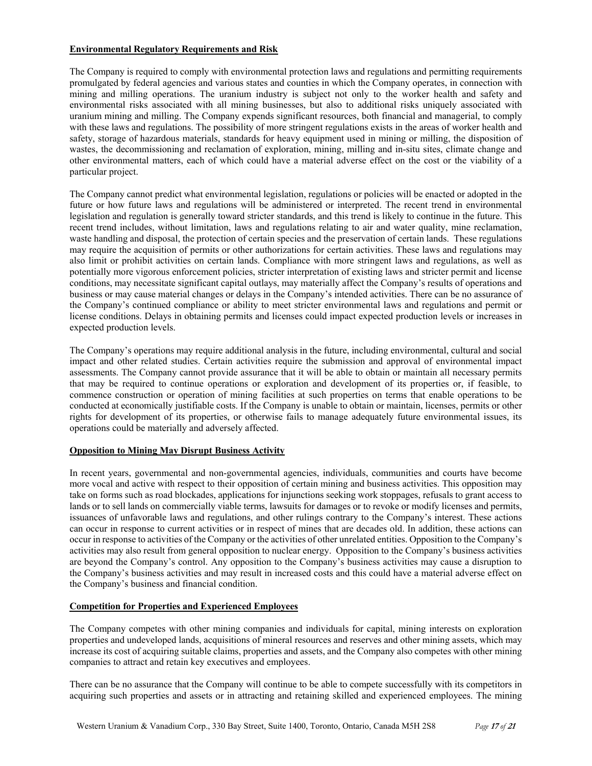**Environmental Regulatory Requirements and Risk**

The Company is required to comply with environmental protection laws and regulations and permitting requirements promulgated by federal agencies and various states and counties in which the Company operates, in connection with mining and milling operations. The uranium industry is subject not only to the worker health and safety and environmental risks associated with all mining businesses, but also to additional risks uniquely associated with uranium mining and milling. The Company expends significant resources, both financial and managerial, to comply with these laws and regulations. The possibility of more stringent regulations exists in the areas of worker health and safety, storage of hazardous materials, standards for heavy equipment used in mining or milling, the disposition of wastes, the decommissioning and reclamation of exploration, mining, milling and in-situ sites, climate change and other environmental matters, each of which could have a material adverse effect on the cost or the viability of a particular project.

The Company cannot predict what environmental legislation, regulations or policies will be enacted or adopted in the future or how future laws and regulations will be administered or interpreted. The recent trend in environmental legislation and regulation is generally toward stricter standards, and this trend is likely to continue in the future. This recent trend includes, without limitation, laws and regulations relating to air and water quality, mine reclamation, waste handling and disposal, the protection of certain species and the preservation of certain lands. These regulations may require the acquisition of permits or other authorizations for certain activities. These laws and regulations may also limit or prohibit activities on certain lands. Compliance with more stringent laws and regulations, as well as potentially more vigorous enforcement policies, stricter interpretation of existing laws and stricter permit and license conditions, may necessitate significant capital outlays, may materially affect the Company's results of operations and business or may cause material changes or delays in the Company's intended activities. There can be no assurance of the Company's continued compliance or ability to meet stricter environmental laws and regulations and permit or license conditions. Delays in obtaining permits and licenses could impact expected production levels or increases in expected production levels.

The Company's operations may require additional analysis in the future, including environmental, cultural and social impact and other related studies. Certain activities require the submission and approval of environmental impact assessments. The Company cannot provide assurance that it will be able to obtain or maintain all necessary permits that may be required to continue operations or exploration and development of its properties or, if feasible, to commence construction or operation of mining facilities at such properties on terms that enable operations to be conducted at economically justifiable costs. If the Company is unable to obtain or maintain, licenses, permits or other rights for development of its properties, or otherwise fails to manage adequately future environmental issues, its operations could be materially and adversely affected.

**Opposition to Mining May Disrupt Business Activity**

In recent years, governmental and non-governmental agencies, individuals, communities and courts have become more vocal and active with respect to their opposition of certain mining and business activities. This opposition may take on forms such as road blockades, applications for injunctions seeking work stoppages, refusals to grant access to lands or to sell lands on commercially viable terms, lawsuits for damages or to revoke or modify licenses and permits, issuances of unfavorable laws and regulations, and other rulings contrary to the Company's interest. These actions can occur in response to current activities or in respect of mines that are decades old. In addition, these actions can occur in response to activities of the Company or the activities of other unrelated entities. Opposition to the Company's activities may also result from general opposition to nuclear energy. Opposition to the Company's business activities are beyond the Company's control. Any opposition to the Company's business activities may cause a disruption to the Company's business activities and may result in increased costs and this could have a material adverse effect on the Company's business and financial condition.

**Competition for Properties and Experienced Employees**

The Company competes with other mining companies and individuals for capital, mining interests on exploration properties and undeveloped lands, acquisitions of mineral resources and reserves and other mining assets, which may increase its cost of acquiring suitable claims, properties and assets, and the Company also competes with other mining companies to attract and retain key executives and employees.

There can be no assurance that the Company will continue to be able to compete successfully with its competitors in acquiring such properties and assets or in attracting and retaining skilled and experienced employees. The mining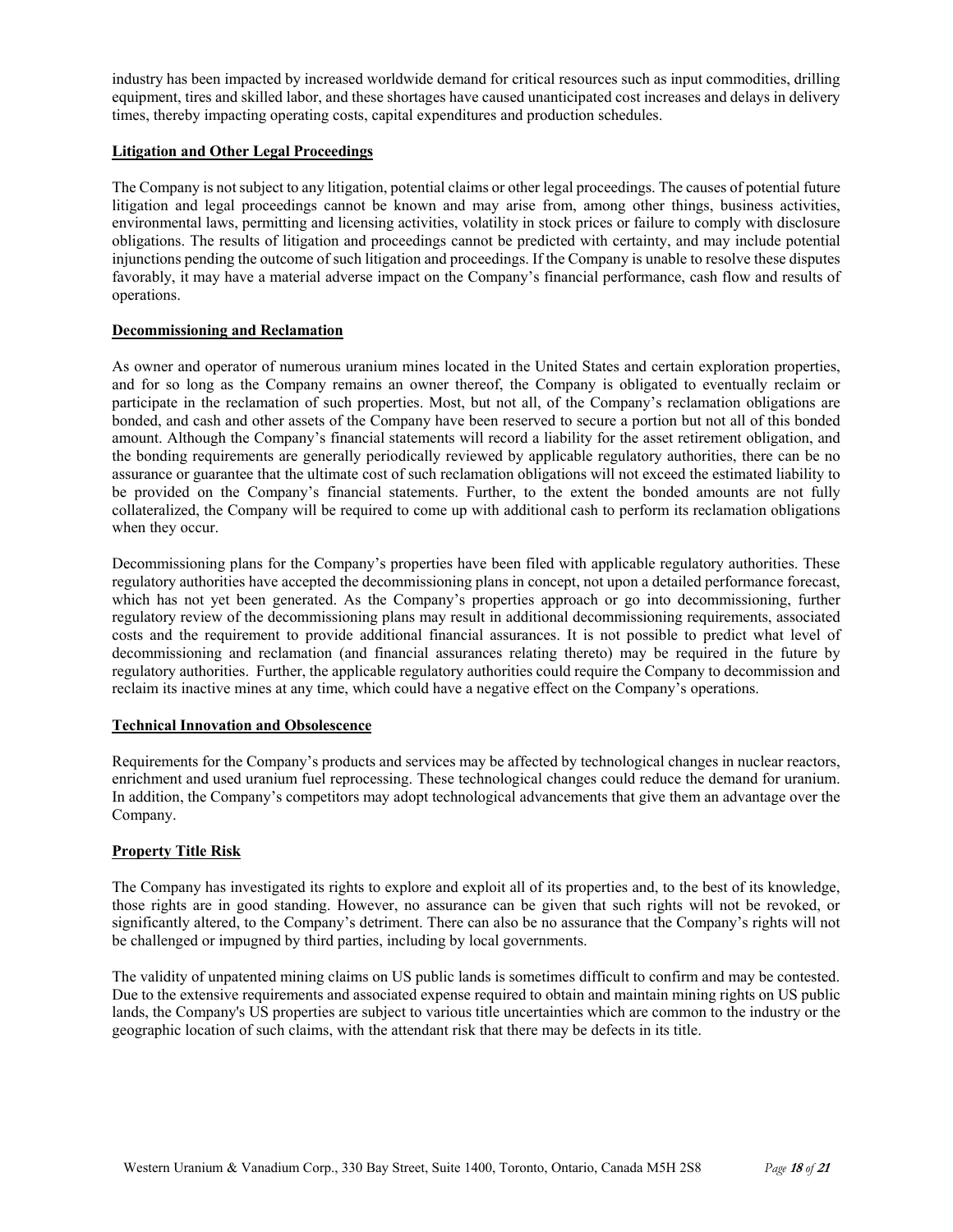industry has been impacted by increased worldwide demand for critical resources such as input commodities, drilling equipment, tires and skilled labor, and these shortages have caused unanticipated cost increases and delays in delivery times, thereby impacting operating costs, capital expenditures and production schedules.

**Litigation and Other Legal Proceedings**

The Company is not subject to any litigation, potential claims or other legal proceedings. The causes of potential future litigation and legal proceedings cannot be known and may arise from, among other things, business activities, environmental laws, permitting and licensing activities, volatility in stock prices or failure to comply with disclosure obligations. The results of litigation and proceedings cannot be predicted with certainty, and may include potential injunctions pending the outcome of such litigation and proceedings. If the Company is unable to resolve these disputes favorably, it may have a material adverse impact on the Company's financial performance, cash flow and results of operations.

**Decommissioning and Reclamation**

As owner and operator of numerous uranium mines located in the United States and certain exploration properties, and for so long as the Company remains an owner thereof, the Company is obligated to eventually reclaim or participate in the reclamation of such properties. Most, but not all, of the Company's reclamation obligations are bonded, and cash and other assets of the Company have been reserved to secure a portion but not all of this bonded amount. Although the Company's financial statements will record a liability for the asset retirement obligation, and the bonding requirements are generally periodically reviewed by applicable regulatory authorities, there can be no assurance or guarantee that the ultimate cost of such reclamation obligations will not exceed the estimated liability to be provided on the Company's financial statements. Further, to the extent the bonded amounts are not fully collateralized, the Company will be required to come up with additional cash to perform its reclamation obligations when they occur.

Decommissioning plans for the Company's properties have been filed with applicable regulatory authorities. These regulatory authorities have accepted the decommissioning plans in concept, not upon a detailed performance forecast, which has not yet been generated. As the Company's properties approach or go into decommissioning, further regulatory review of the decommissioning plans may result in additional decommissioning requirements, associated costs and the requirement to provide additional financial assurances. It is not possible to predict what level of decommissioning and reclamation (and financial assurances relating thereto) may be required in the future by regulatory authorities. Further, the applicable regulatory authorities could require the Company to decommission and reclaim its inactive mines at any time, which could have a negative effect on the Company's operations.

**Technical Innovation and Obsolescence**

Requirements for the Company's products and services may be affected by technological changes in nuclear reactors, enrichment and used uranium fuel reprocessing. These technological changes could reduce the demand for uranium. In addition, the Company's competitors may adopt technological advancements that give them an advantage over the Company.

**Property Title Risk**

The Company has investigated its rights to explore and exploit all of its properties and, to the best of its knowledge, those rights are in good standing. However, no assurance can be given that such rights will not be revoked, or significantly altered, to the Company's detriment. There can also be no assurance that the Company's rights will not be challenged or impugned by third parties, including by local governments.

The validity of unpatented mining claims on US public lands is sometimes difficult to confirm and may be contested. Due to the extensive requirements and associated expense required to obtain and maintain mining rights on US public lands, the Company's US properties are subject to various title uncertainties which are common to the industry or the geographic location of such claims, with the attendant risk that there may be defects in its title.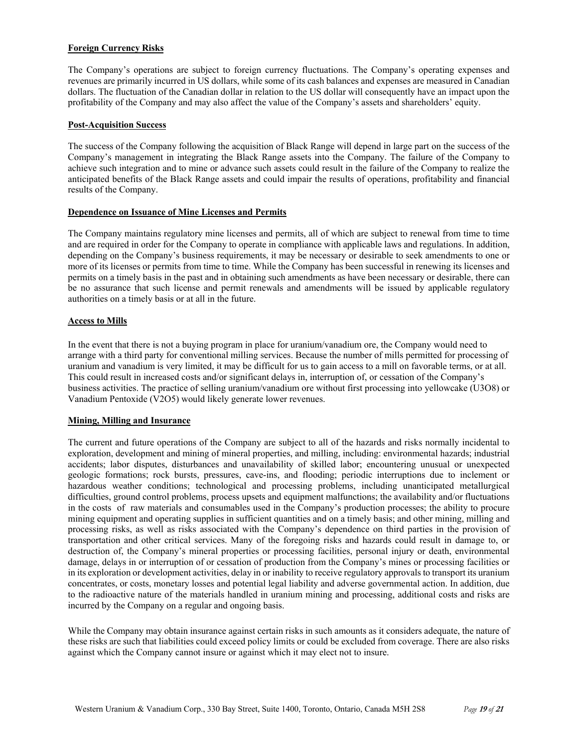**Foreign Currency Risks**

The Company's operations are subject to foreign currency fluctuations. The Company's operating expenses and revenues are primarily incurred in US dollars, while some of its cash balances and expenses are measured in Canadian dollars. The fluctuation of the Canadian dollar in relation to the US dollar will consequently have an impact upon the profitability of the Company and may also affect the value of the Company's assets and shareholders' equity.

**Post-Acquisition Success**

The success of the Company following the acquisition of Black Range will depend in large part on the success of the Company's management in integrating the Black Range assets into the Company. The failure of the Company to achieve such integration and to mine or advance such assets could result in the failure of the Company to realize the anticipated benefits of the Black Range assets and could impair the results of operations, profitability and financial results of the Company.

**Dependence on Issuance of Mine Licenses and Permits**

The Company maintains regulatory mine licenses and permits, all of which are subject to renewal from time to time and are required in order for the Company to operate in compliance with applicable laws and regulations. In addition, depending on the Company's business requirements, it may be necessary or desirable to seek amendments to one or more of its licenses or permits from time to time. While the Company has been successful in renewing its licenses and permits on a timely basis in the past and in obtaining such amendments as have been necessary or desirable, there can be no assurance that such license and permit renewals and amendments will be issued by applicable regulatory authorities on a timely basis or at all in the future.

**Access to Mills**

In the event that there is not a buying program in place for uranium/vanadium ore, the Company would need to arrange with a third party for conventional milling services. Because the number of mills permitted for processing of uranium and vanadium is very limited, it may be difficult for us to gain access to a mill on favorable terms, or at all. This could result in increased costs and/or significant delays in, interruption of, or cessation of the Company's business activities. The practice of selling uranium/vanadium ore without first processing into yellowcake ($U_3O_8$) or Vanadium Pentoxide ($V_2O_5$) would likely generate lower revenues.

**Mining, Milling and Insurance**

The current and future operations of the Company are subject to all of the hazards and risks normally incidental to exploration, development and mining of mineral properties, and milling, including: environmental hazards; industrial accidents; labor disputes, disturbances and unavailability of skilled labor; encountering unusual or unexpected geologic formations; rock bursts, pressures, cave-ins, and flooding; periodic interruptions due to inclement or hazardous weather conditions; technological and processing problems, including unanticipated metallurgical difficulties, ground control problems, process upsets and equipment malfunctions; the availability and/or fluctuations in the costs of raw materials and consumables used in the Company's production processes; the ability to procure mining equipment and operating supplies in sufficient quantities and on a timely basis; and other mining, milling and processing risks, as well as risks associated with the Company's dependence on third parties in the provision of transportation and other critical services. Many of the foregoing risks and hazards could result in damage to, or destruction of, the Company's mineral properties or processing facilities, personal injury or death, environmental damage, delays in or interruption of or cessation of production from the Company's mines or processing facilities or in its exploration or development activities, delay in or inability to receive regulatory approvals to transport its uranium concentrates, or costs, monetary losses and potential legal liability and adverse governmental action. In addition, due to the radioactive nature of the materials handled in uranium mining and processing, additional costs and risks are incurred by the Company on a regular and ongoing basis.

While the Company may obtain insurance against certain risks in such amounts as it considers adequate, the nature of these risks are such that liabilities could exceed policy limits or could be excluded from coverage. There are also risks against which the Company cannot insure or against which it may elect not to insure.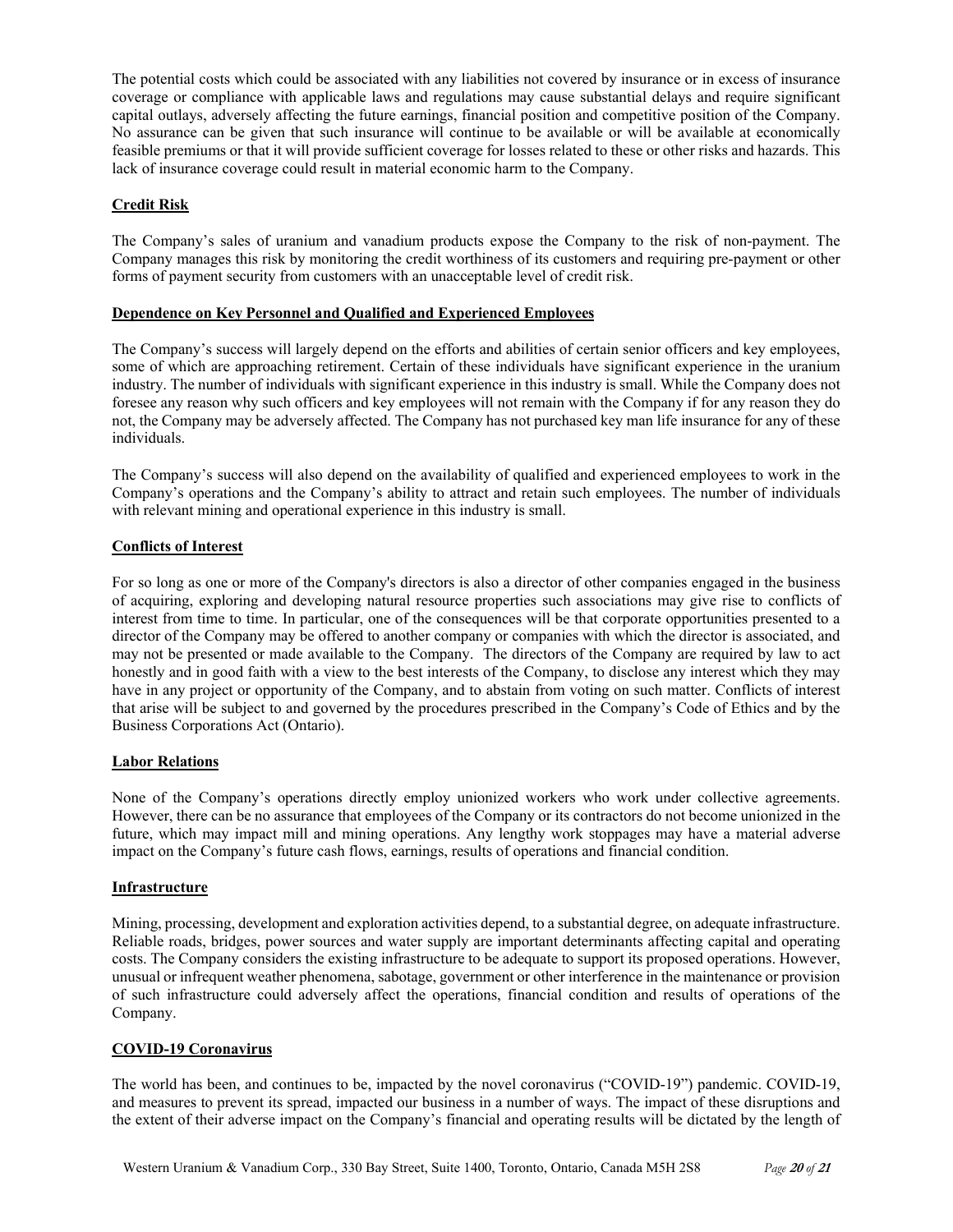The potential costs which could be associated with any liabilities not covered by insurance or in excess of insurance coverage or compliance with applicable laws and regulations may cause substantial delays and require significant capital outlays, adversely affecting the future earnings, financial position and competitive position of the Company. No assurance can be given that such insurance will continue to be available or will be available at economically feasible premiums or that it will provide sufficient coverage for losses related to these or other risks and hazards. This lack of insurance coverage could result in material economic harm to the Company.

**Credit Risk**

The Company's sales of uranium and vanadium products expose the Company to the risk of non-payment. The Company manages this risk by monitoring the credit worthiness of its customers and requiring pre-payment or other forms of payment security from customers with an unacceptable level of credit risk.

**Dependence on Key Personnel and Qualified and Experienced Employees**

The Company's success will largely depend on the efforts and abilities of certain senior officers and key employees, some of which are approaching retirement. Certain of these individuals have significant experience in the uranium industry. The number of individuals with significant experience in this industry is small. While the Company does not foresee any reason why such officers and key employees will not remain with the Company if for any reason they do not, the Company may be adversely affected. The Company has not purchased key man life insurance for any of these individuals.

The Company's success will also depend on the availability of qualified and experienced employees to work in the Company's operations and the Company's ability to attract and retain such employees. The number of individuals with relevant mining and operational experience in this industry is small.

**Conflicts of Interest**

For so long as one or more of the Company's directors is also a director of other companies engaged in the business of acquiring, exploring and developing natural resource properties such associations may give rise to conflicts of interest from time to time. In particular, one of the consequences will be that corporate opportunities presented to a director of the Company may be offered to another company or companies with which the director is associated, and may not be presented or made available to the Company. The directors of the Company are required by law to act honestly and in good faith with a view to the best interests of the Company, to disclose any interest which they may have in any project or opportunity of the Company, and to abstain from voting on such matter. Conflicts of interest that arise will be subject to and governed by the procedures prescribed in the Company's Code of Ethics and by the Business Corporations Act (Ontario).

**Labor Relations**

None of the Company's operations directly employ unionized workers who work under collective agreements. However, there can be no assurance that employees of the Company or its contractors do not become unionized in the future, which may impact mill and mining operations. Any lengthy work stoppages may have a material adverse impact on the Company's future cash flows, earnings, results of operations and financial condition.

**Infrastructure**

Mining, processing, development and exploration activities depend, to a substantial degree, on adequate infrastructure. Reliable roads, bridges, power sources and water supply are important determinants affecting capital and operating costs. The Company considers the existing infrastructure to be adequate to support its proposed operations. However, unusual or infrequent weather phenomena, sabotage, government or other interference in the maintenance or provision of such infrastructure could adversely affect the operations, financial condition and results of operations of the Company.

**COVID-19 Coronavirus**

The world has been, and continues to be, impacted by the novel coronavirus ("COVID-19") pandemic. COVID-19, and measures to prevent its spread, impacted our business in a number of ways. The impact of these disruptions and the extent of their adverse impact on the Company's financial and operating results will be dictated by the length of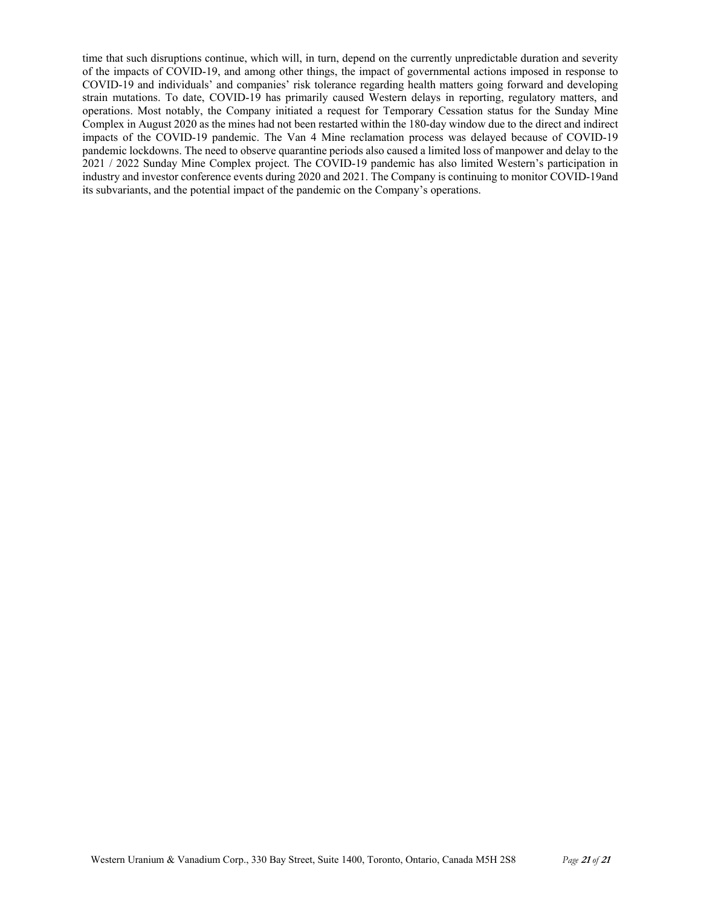time that such disruptions continue, which will, in turn, depend on the currently unpredictable duration and severity of the impacts of COVID-19, and among other things, the impact of governmental actions imposed in response to COVID-19 and individuals' and companies' risk tolerance regarding health matters going forward and developing strain mutations. To date, COVID-19 has primarily caused Western delays in reporting, regulatory matters, and operations. Most notably, the Company initiated a request for Temporary Cessation status for the Sunday Mine Complex in August 2020 as the mines had not been restarted within the 180-day window due to the direct and indirect impacts of the COVID-19 pandemic. The Van 4 Mine reclamation process was delayed because of COVID-19 pandemic lockdowns. The need to observe quarantine periods also caused a limited loss of manpower and delay to the 2021 / 2022 Sunday Mine Complex project. The COVID-19 pandemic has also limited Western's participation in industry and investor conference events during 2020 and 2021. The Company is continuing to monitor COVID-19and its subvariants, and the potential impact of the pandemic on the Company's operations.